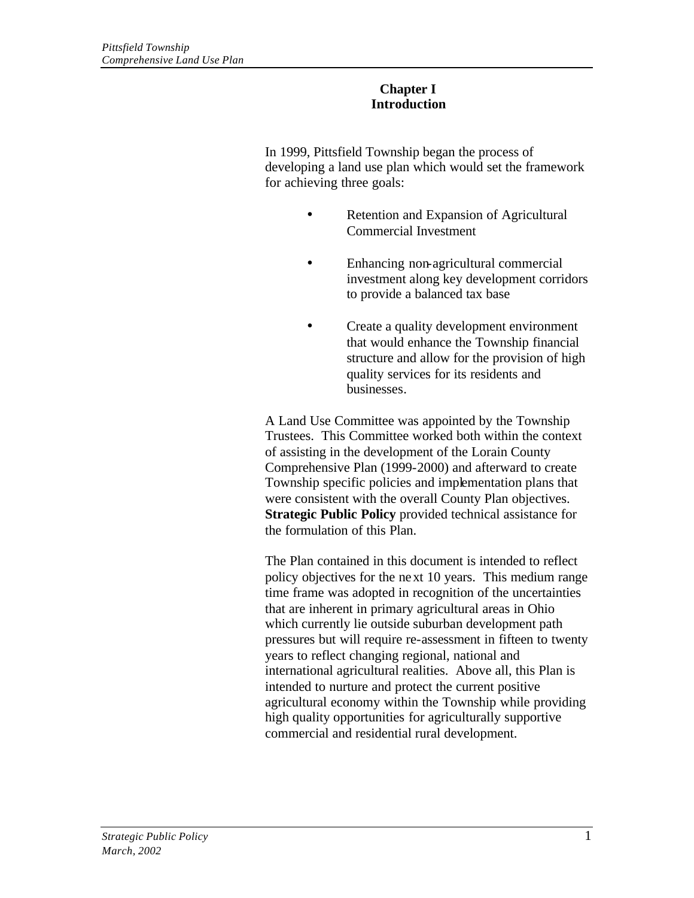# Chapter I
# Introduction

In 1999, Pittsfield Township began the process of developing a land use plan which would set the framework for achieving three goals:

- Retention and Expansion of Agricultural Commercial Investment
- Enhancing non-agricultural commercial investment along key development corridors to provide a balanced tax base
- Create a quality development environment that would enhance the Township financial structure and allow for the provision of high quality services for its residents and businesses.

A Land Use Committee was appointed by the Township Trustees. This Committee worked both within the context of assisting in the development of the Lorain County Comprehensive Plan (1999-2000) and afterward to create Township specific policies and implementation plans that were consistent with the overall County Plan objectives. **Strategic Public Policy** provided technical assistance for the formulation of this Plan.

The Plan contained in this document is intended to reflect policy objectives for the next 10 years. This medium range time frame was adopted in recognition of the uncertainties that are inherent in primary agricultural areas in Ohio which currently lie outside suburban development path pressures but will require re-assessment in fifteen to twenty years to reflect changing regional, national and international agricultural realities. Above all, this Plan is intended to nurture and protect the current positive agricultural economy within the Township while providing high quality opportunities for agriculturally supportive commercial and residential rural development.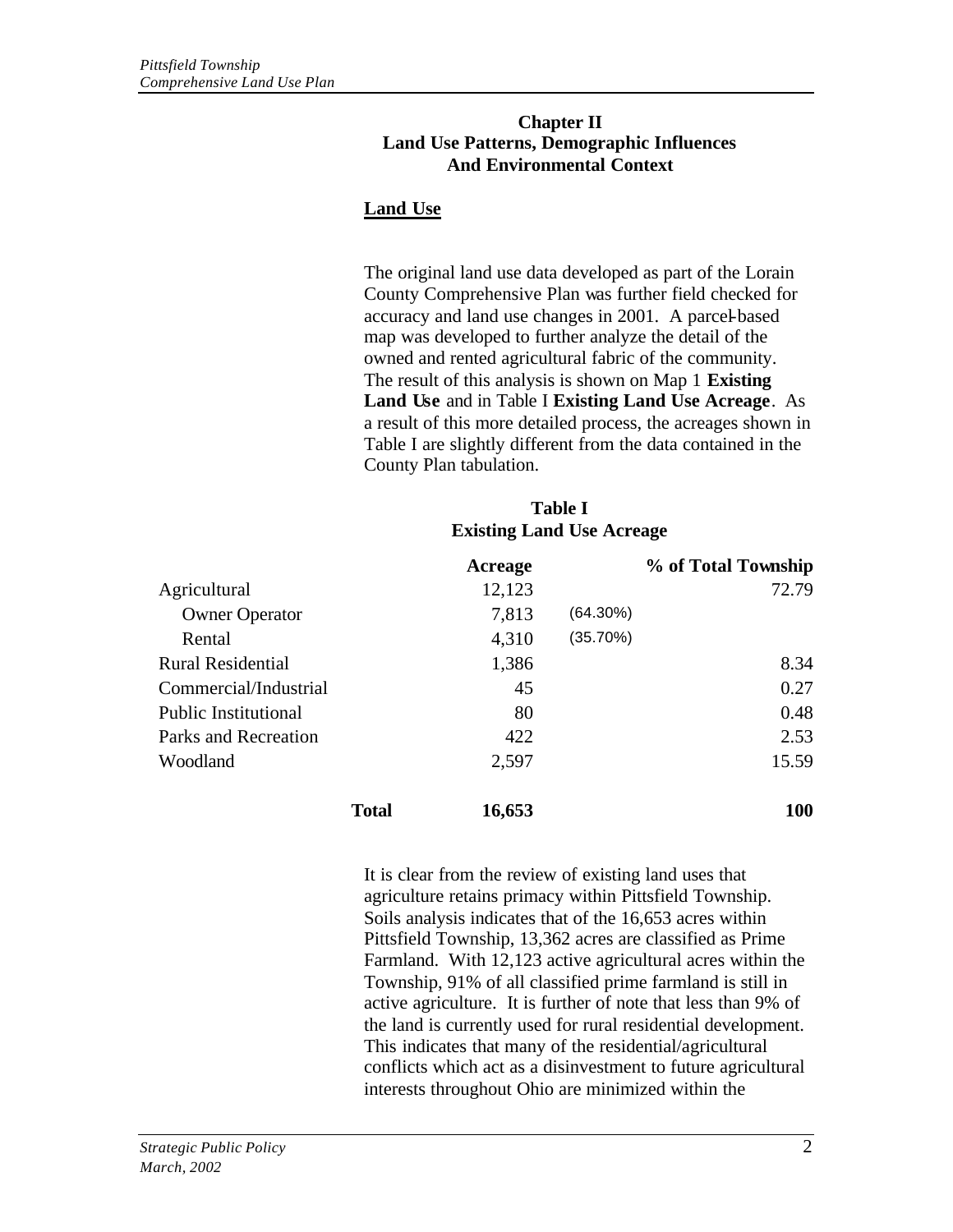## Chapter II
## Land Use Patterns, Demographic Influences And Environmental Context

### Land Use

The original land use data developed as part of the Lorain County Comprehensive Plan was further field checked for accuracy and land use changes in 2001. A parcel-based map was developed to further analyze the detail of the owned and rented agricultural fabric of the community. The result of this analysis is shown on Map 1 **Existing Land Use** and in Table I **Existing Land Use Acreage**. As a result of this more detailed process, the acreages shown in Table I are slightly different from the data contained in the County Plan tabulation.

**Table I**
**Existing Land Use Acreage**

| | Acreage | | % of Total Township |
|---|---|---|---|
| Agricultural | 12,123 | | 72.79 |
| Owner Operator | 7,813 | (64.30%) | |
| Rental | 4,310 | (35.70%) | |
| Rural Residential | 1,386 | | 8.34 |
| Commercial/Industrial | 45 | | 0.27 |
| Public Institutional | 80 | | 0.48 |
| Parks and Recreation | 422 | | 2.53 |
| Woodland | 2,597 | | 15.59 |
| **Total** | **16,653** | | **100** |

It is clear from the review of existing land uses that agriculture retains primacy within Pittsfield Township. Soils analysis indicates that of the 16,653 acres within Pittsfield Township, 13,362 acres are classified as Prime Farmland. With 12,123 active agricultural acres within the Township, 91% of all classified prime farmland is still in active agriculture. It is further of note that less than 9% of the land is currently used for rural residential development. This indicates that many of the residential/agricultural conflicts which act as a disinvestment to future agricultural interests throughout Ohio are minimized within the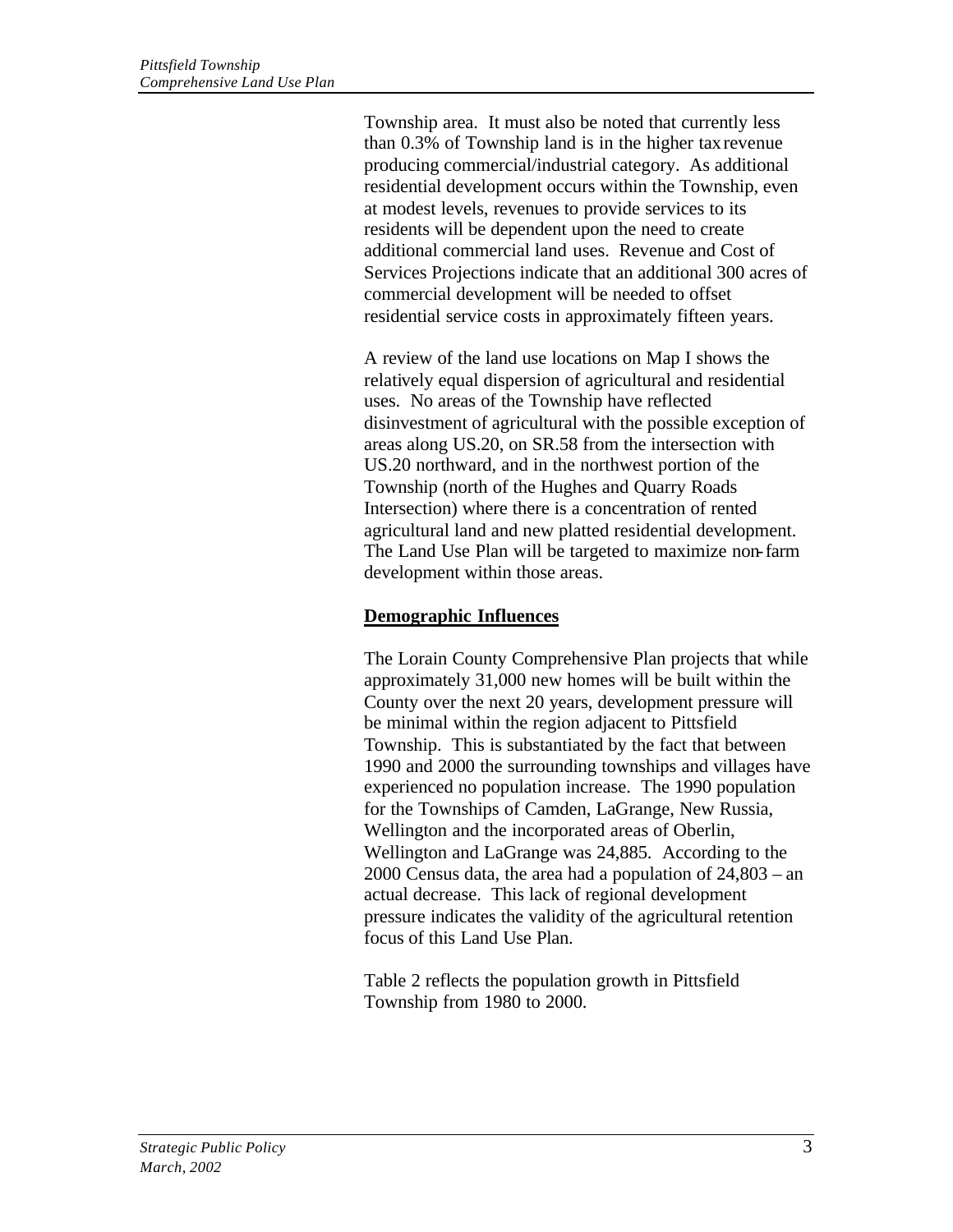Township area. It must also be noted that currently less than 0.3% of Township land is in the higher tax revenue producing commercial/industrial category. As additional residential development occurs within the Township, even at modest levels, revenues to provide services to its residents will be dependent upon the need to create additional commercial land uses. Revenue and Cost of Services Projections indicate that an additional 300 acres of commercial development will be needed to offset residential service costs in approximately fifteen years.

A review of the land use locations on Map I shows the relatively equal dispersion of agricultural and residential uses. No areas of the Township have reflected disinvestment of agricultural with the possible exception of areas along US.20, on SR.58 from the intersection with US.20 northward, and in the northwest portion of the Township (north of the Hughes and Quarry Roads Intersection) where there is a concentration of rented agricultural land and new platted residential development. The Land Use Plan will be targeted to maximize non-farm development within those areas.

## Demographic Influences

The Lorain County Comprehensive Plan projects that while approximately 31,000 new homes will be built within the County over the next 20 years, development pressure will be minimal within the region adjacent to Pittsfield Township. This is substantiated by the fact that between 1990 and 2000 the surrounding townships and villages have experienced no population increase. The 1990 population for the Townships of Camden, LaGrange, New Russia, Wellington and the incorporated areas of Oberlin, Wellington and LaGrange was 24,885. According to the 2000 Census data, the area had a population of 24,803 – an actual decrease. This lack of regional development pressure indicates the validity of the agricultural retention focus of this Land Use Plan.

Table 2 reflects the population growth in Pittsfield Township from 1980 to 2000.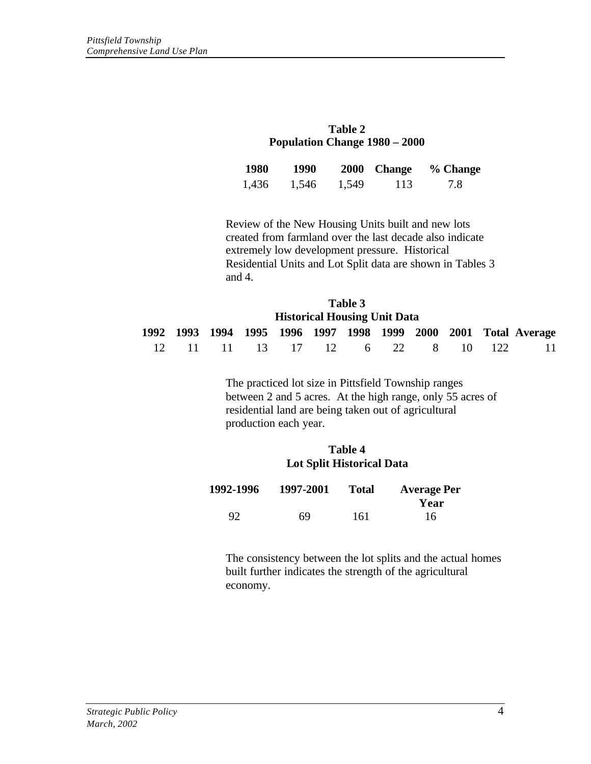**Table 2**
**Population Change 1980 – 2000**

| 1980 | 1990 | 2000 | Change | % Change |
|---|---|---|---|---|
| 1,436 | 1,546 | 1,549 | 113 | 7.8 |

Review of the New Housing Units built and new lots created from farmland over the last decade also indicate extremely low development pressure. Historical Residential Units and Lot Split data are shown in Tables 3 and 4.

**Table 3**
**Historical Housing Unit Data**

| 1992 | 1993 | 1994 | 1995 | 1996 | 1997 | 1998 | 1999 | 2000 | 2001 | Total | Average |
|---|---|---|---|---|---|---|---|---|---|---|---|
| 12 | 11 | 11 | 13 | 17 | 12 | 6 | 22 | 8 | 10 | 122 | 11 |

The practiced lot size in Pittsfield Township ranges between 2 and 5 acres. At the high range, only 55 acres of residential land are being taken out of agricultural production each year.

**Table 4**
**Lot Split Historical Data**

| 1992-1996 | 1997-2001 | Total | Average Per Year |
|---|---|---|---|
| 92 | 69 | 161 | 16 |

The consistency between the lot splits and the actual homes built further indicates the strength of the agricultural economy.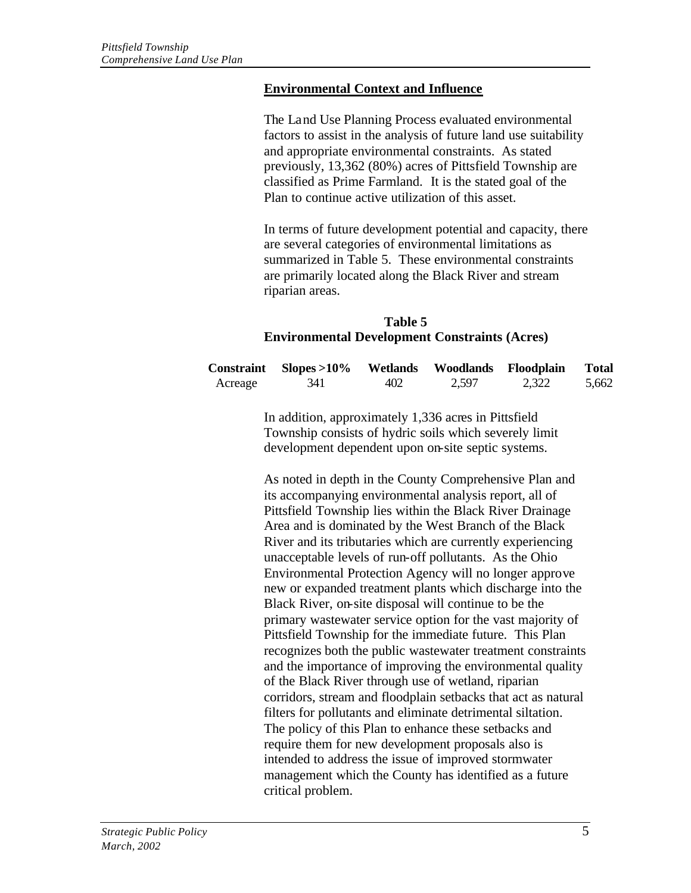## Environmental Context and Influence

The Land Use Planning Process evaluated environmental factors to assist in the analysis of future land use suitability and appropriate environmental constraints. As stated previously, 13,362 (80%) acres of Pittsfield Township are classified as Prime Farmland. It is the stated goal of the Plan to continue active utilization of this asset.

In terms of future development potential and capacity, there are several categories of environmental limitations as summarized in Table 5. These environmental constraints are primarily located along the Black River and stream riparian areas.

**Table 5**
**Environmental Development Constraints (Acres)**

| Constraint | Slopes >10% | Wetlands | Woodlands | Floodplain | Total |
|---|---|---|---|---|---|
| Acreage | 341 | 402 | 2,597 | 2,322 | 5,662 |

In addition, approximately 1,336 acres in Pittsfield Township consists of hydric soils which severely limit development dependent upon on-site septic systems.

As noted in depth in the County Comprehensive Plan and its accompanying environmental analysis report, all of Pittsfield Township lies within the Black River Drainage Area and is dominated by the West Branch of the Black River and its tributaries which are currently experiencing unacceptable levels of run-off pollutants. As the Ohio Environmental Protection Agency will no longer approve new or expanded treatment plants which discharge into the Black River, on-site disposal will continue to be the primary wastewater service option for the vast majority of Pittsfield Township for the immediate future. This Plan recognizes both the public wastewater treatment constraints and the importance of improving the environmental quality of the Black River through use of wetland, riparian corridors, stream and floodplain setbacks that act as natural filters for pollutants and eliminate detrimental siltation. The policy of this Plan to enhance these setbacks and require them for new development proposals also is intended to address the issue of improved stormwater management which the County has identified as a future critical problem.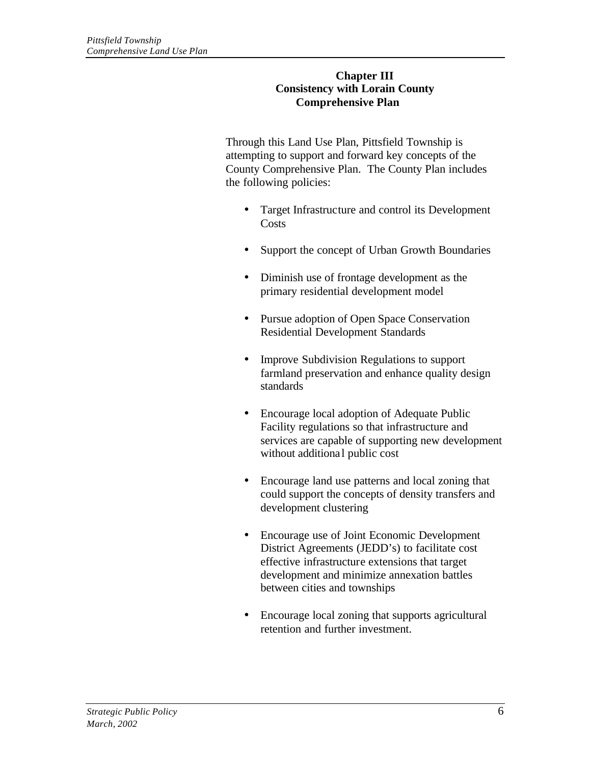# Chapter III
# Consistency with Lorain County Comprehensive Plan

Through this Land Use Plan, Pittsfield Township is attempting to support and forward key concepts of the County Comprehensive Plan. The County Plan includes the following policies:

- Target Infrastructure and control its Development Costs
- Support the concept of Urban Growth Boundaries
- Diminish use of frontage development as the primary residential development model
- Pursue adoption of Open Space Conservation Residential Development Standards
- Improve Subdivision Regulations to support farmland preservation and enhance quality design standards
- Encourage local adoption of Adequate Public Facility regulations so that infrastructure and services are capable of supporting new development without additional public cost
- Encourage land use patterns and local zoning that could support the concepts of density transfers and development clustering
- Encourage use of Joint Economic Development District Agreements (JEDD's) to facilitate cost effective infrastructure extensions that target development and minimize annexation battles between cities and townships
- Encourage local zoning that supports agricultural retention and further investment.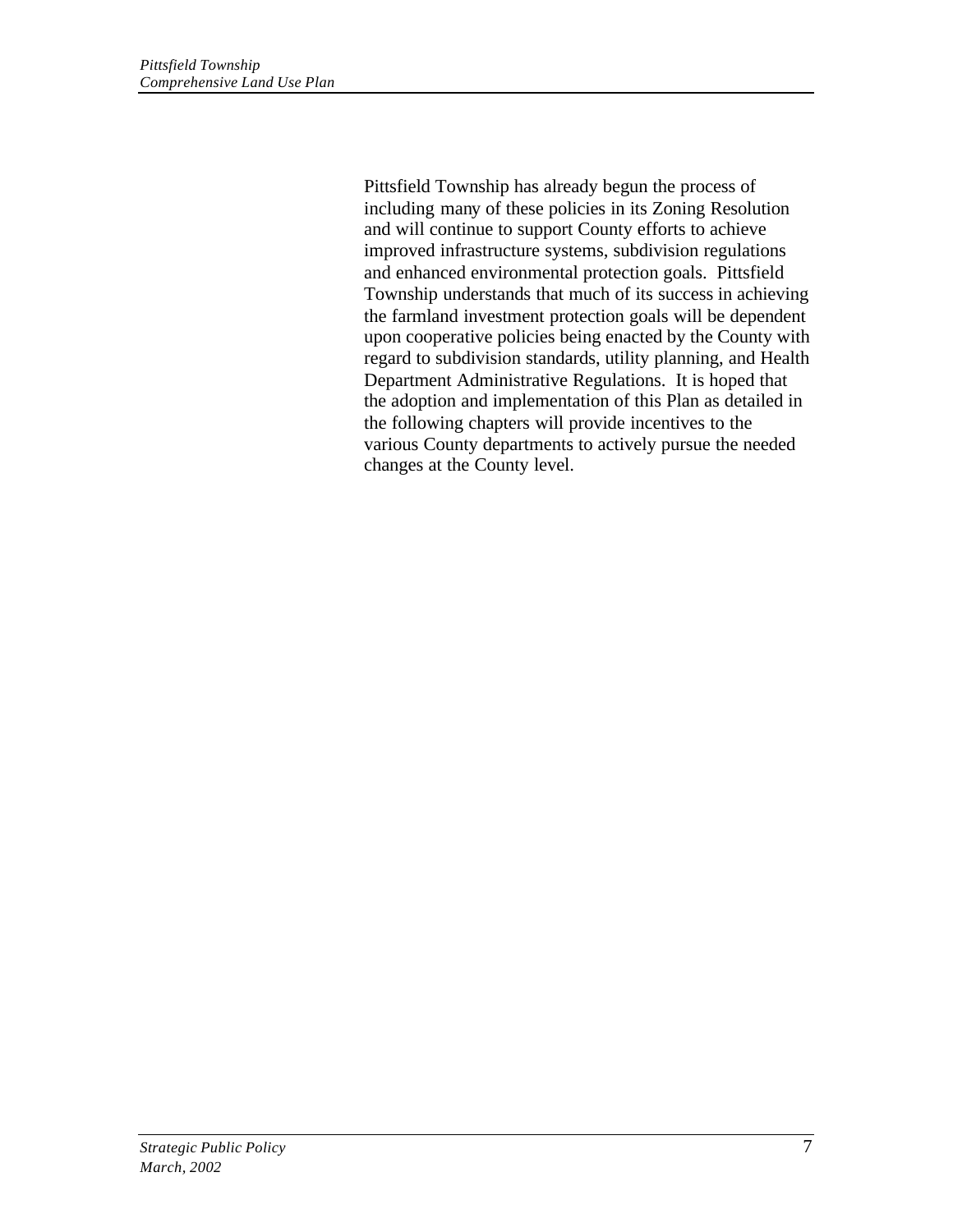Pittsfield Township has already begun the process of including many of these policies in its Zoning Resolution and will continue to support County efforts to achieve improved infrastructure systems, subdivision regulations and enhanced environmental protection goals. Pittsfield Township understands that much of its success in achieving the farmland investment protection goals will be dependent upon cooperative policies being enacted by the County with regard to subdivision standards, utility planning, and Health Department Administrative Regulations. It is hoped that the adoption and implementation of this Plan as detailed in the following chapters will provide incentives to the various County departments to actively pursue the needed changes at the County level.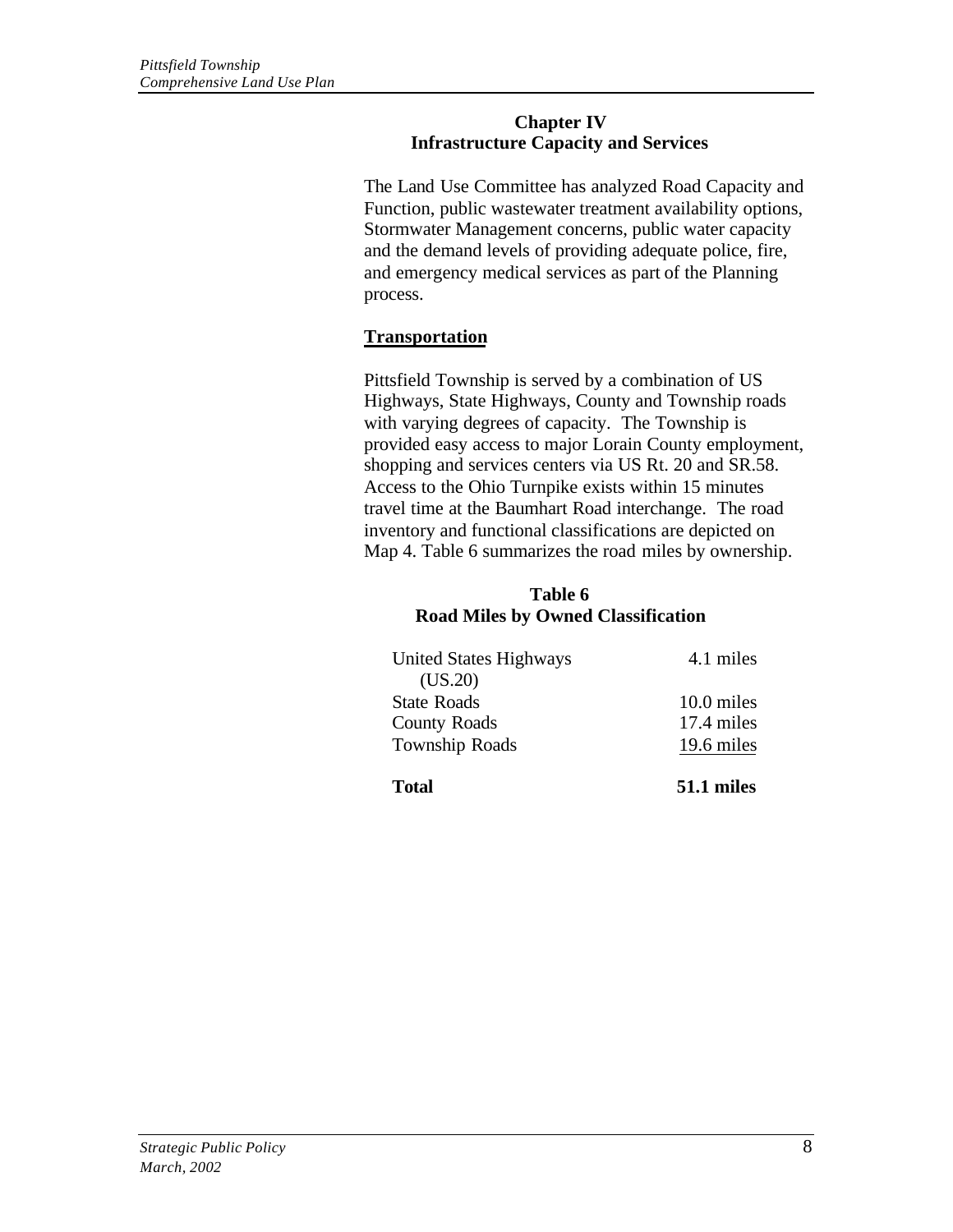## Chapter IV
## Infrastructure Capacity and Services

The Land Use Committee has analyzed Road Capacity and Function, public wastewater treatment availability options, Stormwater Management concerns, public water capacity and the demand levels of providing adequate police, fire, and emergency medical services as part of the Planning process.

### Transportation

Pittsfield Township is served by a combination of US Highways, State Highways, County and Township roads with varying degrees of capacity. The Township is provided easy access to major Lorain County employment, shopping and services centers via US Rt. 20 and SR.58. Access to the Ohio Turnpike exists within 15 minutes travel time at the Baumhart Road interchange. The road inventory and functional classifications are depicted on Map 4. Table 6 summarizes the road miles by ownership.

**Table 6**
**Road Miles by Owned Classification**

| Classification | Miles |
|---|---|
| United States Highways (US.20) | 4.1 miles |
| State Roads | 10.0 miles |
| County Roads | 17.4 miles |
| Township Roads | 19.6 miles |
| **Total** | **51.1 miles** |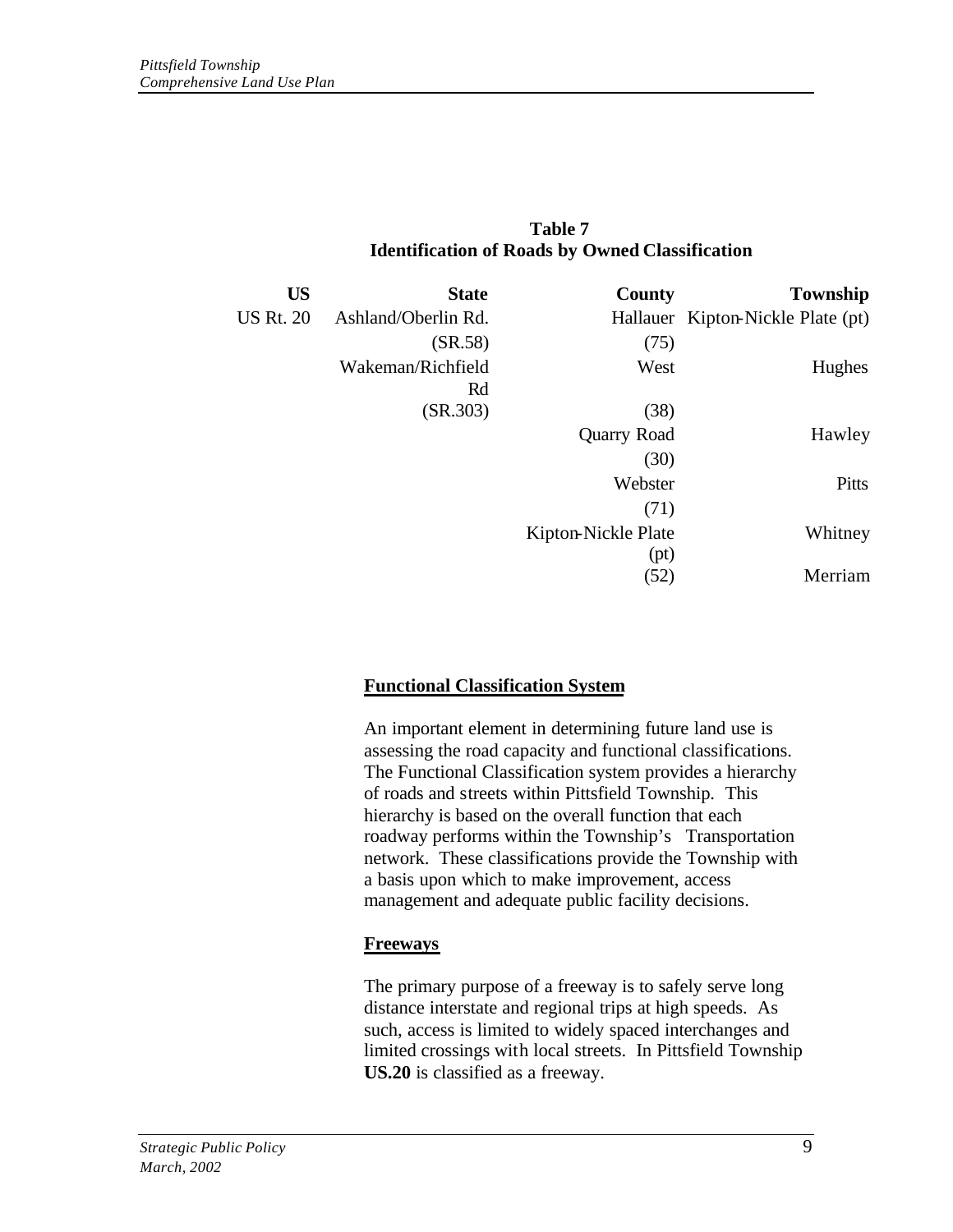**Table 7**
**Identification of Roads by Owned Classification**

| US | State | County | Township |
|---|---|---|---|
| US Rt. 20 | Ashland/Oberlin Rd. (SR.58) | Hallauer (75) | Kipton-Nickle Plate (pt) |
| | Wakeman/Richfield Rd (SR.303) | West (38) | Hughes |
| | | Quarry Road (30) | Hawley |
| | | Webster (71) | Pitts |
| | | Kipton-Nickle Plate (pt) (52) | Whitney |
| | | | Merriam |

## Functional Classification System

An important element in determining future land use is assessing the road capacity and functional classifications. The Functional Classification system provides a hierarchy of roads and streets within Pittsfield Township. This hierarchy is based on the overall function that each roadway performs within the Township's Transportation network. These classifications provide the Township with a basis upon which to make improvement, access management and adequate public facility decisions.

## Freeways

The primary purpose of a freeway is to safely serve long distance interstate and regional trips at high speeds. As such, access is limited to widely spaced interchanges and limited crossings with local streets. In Pittsfield Township **US.20** is classified as a freeway.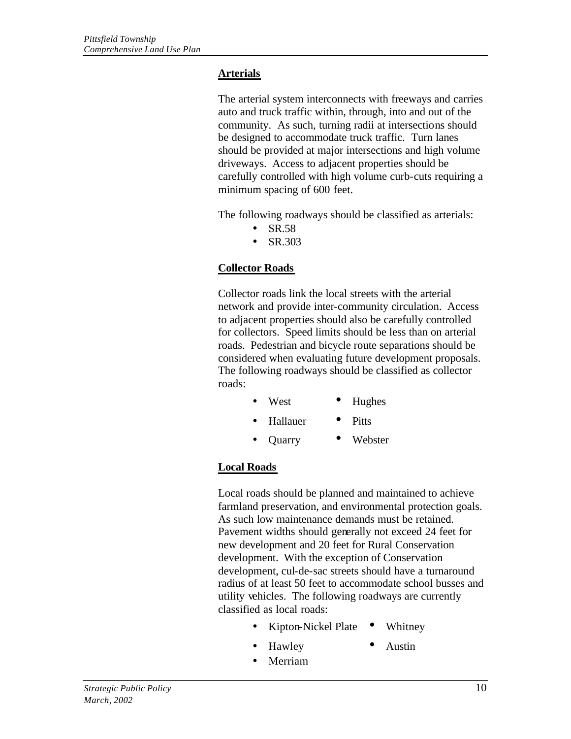## Arterials

The arterial system interconnects with freeways and carries auto and truck traffic within, through, into and out of the community. As such, turning radii at intersections should be designed to accommodate truck traffic. Turn lanes should be provided at major intersections and high volume driveways. Access to adjacent properties should be carefully controlled with high volume curb-cuts requiring a minimum spacing of 600 feet.

The following roadways should be classified as arterials:

- SR.58
- SR.303

## Collector Roads

Collector roads link the local streets with the arterial network and provide inter-community circulation. Access to adjacent properties should also be carefully controlled for collectors. Speed limits should be less than on arterial roads. Pedestrian and bicycle route separations should be considered when evaluating future development proposals. The following roadways should be classified as collector roads:

- West
- Hallauer
- Quarry
- Hughes
- Pitts
- Webster

## Local Roads

Local roads should be planned and maintained to achieve farmland preservation, and environmental protection goals. As such low maintenance demands must be retained. Pavement widths should generally not exceed 24 feet for new development and 20 feet for Rural Conservation development. With the exception of Conservation development, cul-de-sac streets should have a turnaround radius of at least 50 feet to accommodate school busses and utility vehicles. The following roadways are currently classified as local roads:

- Kipton-Nickel Plate
- Hawley
- Merriam
- Whitney
- Austin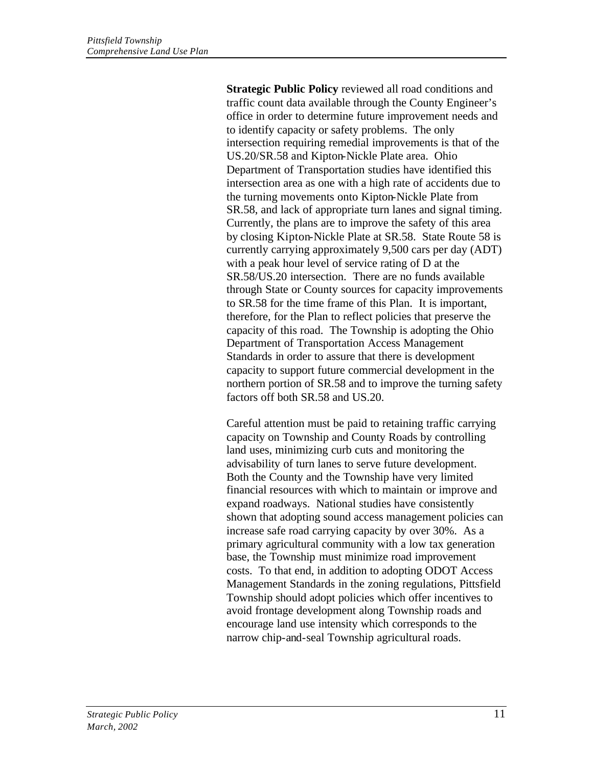**Strategic Public Policy** reviewed all road conditions and traffic count data available through the County Engineer's office in order to determine future improvement needs and to identify capacity or safety problems. The only intersection requiring remedial improvements is that of the US.20/SR.58 and Kipton-Nickle Plate area. Ohio Department of Transportation studies have identified this intersection area as one with a high rate of accidents due to the turning movements onto Kipton-Nickle Plate from SR.58, and lack of appropriate turn lanes and signal timing. Currently, the plans are to improve the safety of this area by closing Kipton-Nickle Plate at SR.58. State Route 58 is currently carrying approximately 9,500 cars per day (ADT) with a peak hour level of service rating of D at the SR.58/US.20 intersection. There are no funds available through State or County sources for capacity improvements to SR.58 for the time frame of this Plan. It is important, therefore, for the Plan to reflect policies that preserve the capacity of this road. The Township is adopting the Ohio Department of Transportation Access Management Standards in order to assure that there is development capacity to support future commercial development in the northern portion of SR.58 and to improve the turning safety factors off both SR.58 and US.20.

Careful attention must be paid to retaining traffic carrying capacity on Township and County Roads by controlling land uses, minimizing curb cuts and monitoring the advisability of turn lanes to serve future development. Both the County and the Township have very limited financial resources with which to maintain or improve and expand roadways. National studies have consistently shown that adopting sound access management policies can increase safe road carrying capacity by over 30%. As a primary agricultural community with a low tax generation base, the Township must minimize road improvement costs. To that end, in addition to adopting ODOT Access Management Standards in the zoning regulations, Pittsfield Township should adopt policies which offer incentives to avoid frontage development along Township roads and encourage land use intensity which corresponds to the narrow chip-and-seal Township agricultural roads.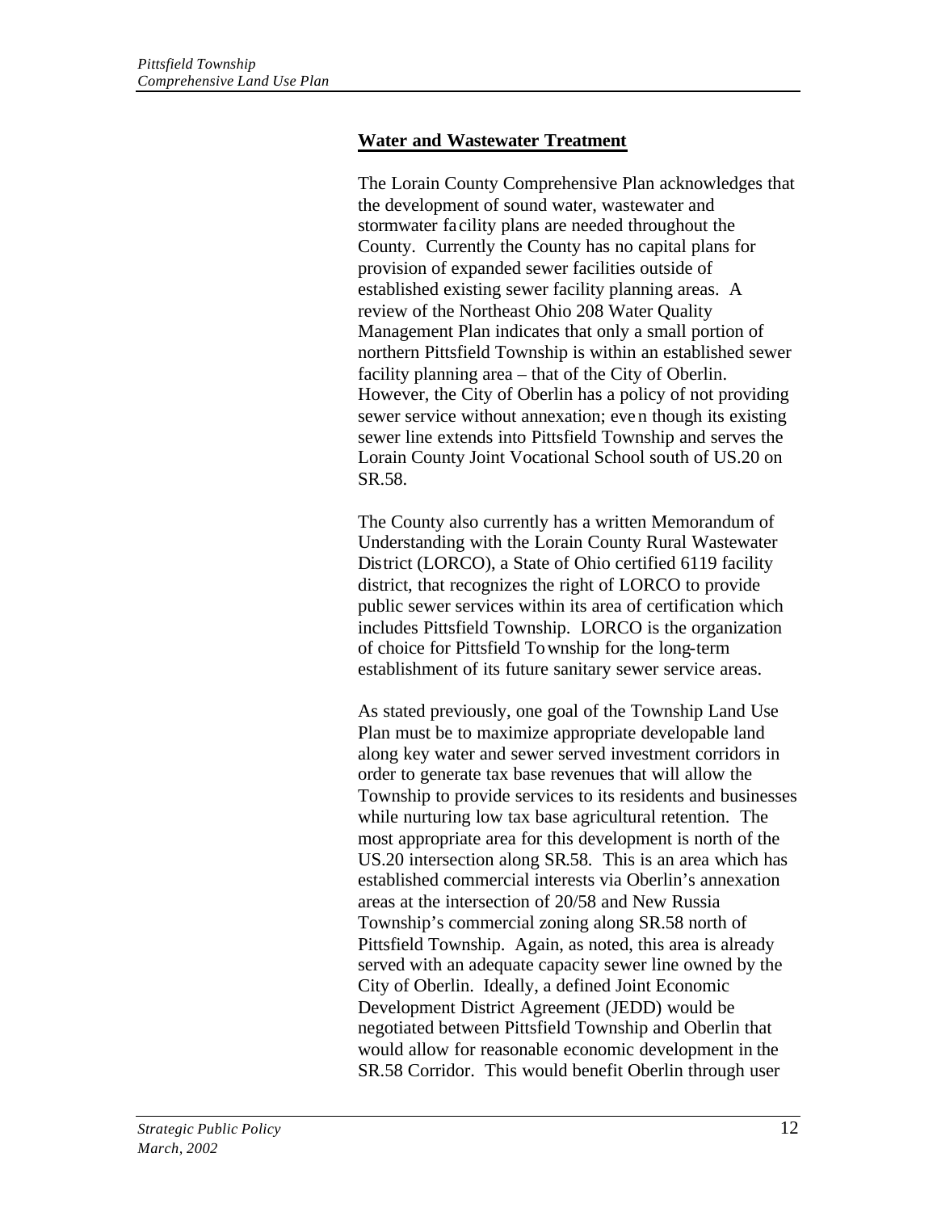## Water and Wastewater Treatment

The Lorain County Comprehensive Plan acknowledges that the development of sound water, wastewater and stormwater facility plans are needed throughout the County. Currently the County has no capital plans for provision of expanded sewer facilities outside of established existing sewer facility planning areas. A review of the Northeast Ohio 208 Water Quality Management Plan indicates that only a small portion of northern Pittsfield Township is within an established sewer facility planning area – that of the City of Oberlin. However, the City of Oberlin has a policy of not providing sewer service without annexation; even though its existing sewer line extends into Pittsfield Township and serves the Lorain County Joint Vocational School south of US.20 on SR.58.

The County also currently has a written Memorandum of Understanding with the Lorain County Rural Wastewater District (LORCO), a State of Ohio certified 6119 facility district, that recognizes the right of LORCO to provide public sewer services within its area of certification which includes Pittsfield Township. LORCO is the organization of choice for Pittsfield Township for the long-term establishment of its future sanitary sewer service areas.

As stated previously, one goal of the Township Land Use Plan must be to maximize appropriate developable land along key water and sewer served investment corridors in order to generate tax base revenues that will allow the Township to provide services to its residents and businesses while nurturing low tax base agricultural retention. The most appropriate area for this development is north of the US.20 intersection along SR.58. This is an area which has established commercial interests via Oberlin's annexation areas at the intersection of 20/58 and New Russia Township's commercial zoning along SR.58 north of Pittsfield Township. Again, as noted, this area is already served with an adequate capacity sewer line owned by the City of Oberlin. Ideally, a defined Joint Economic Development District Agreement (JEDD) would be negotiated between Pittsfield Township and Oberlin that would allow for reasonable economic development in the SR.58 Corridor. This would benefit Oberlin through user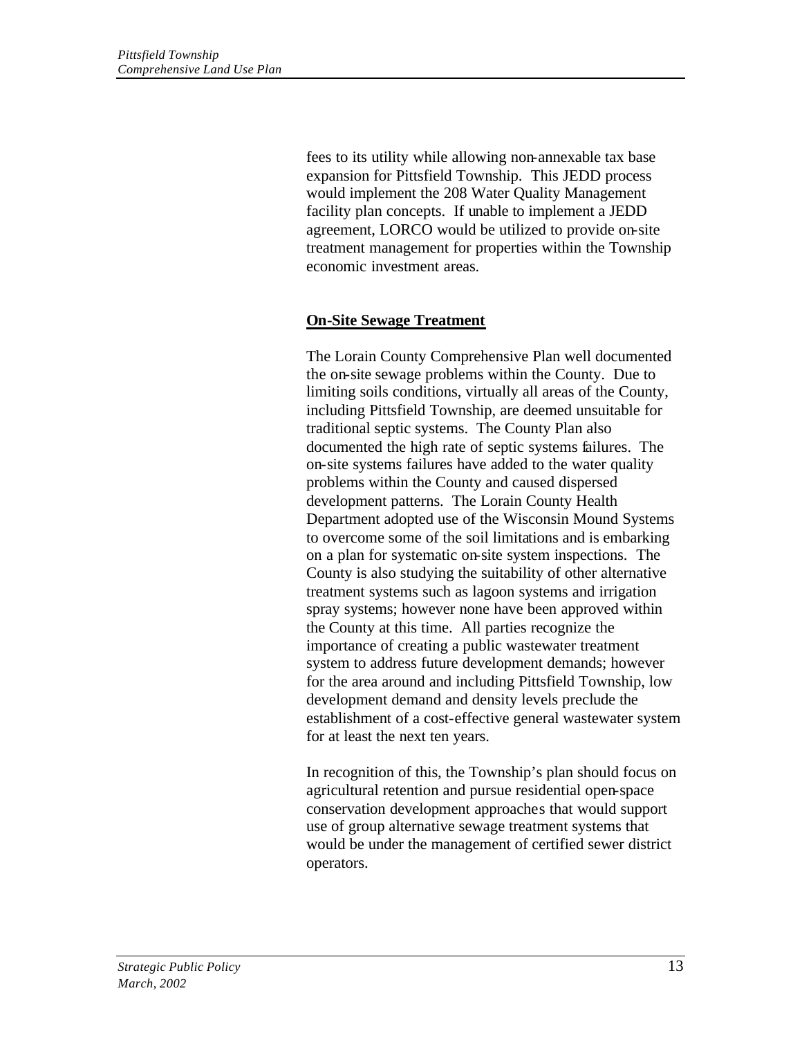fees to its utility while allowing non-annexable tax base expansion for Pittsfield Township. This JEDD process would implement the 208 Water Quality Management facility plan concepts. If unable to implement a JEDD agreement, LORCO would be utilized to provide on-site treatment management for properties within the Township economic investment areas.

## On-Site Sewage Treatment

The Lorain County Comprehensive Plan well documented the on-site sewage problems within the County. Due to limiting soils conditions, virtually all areas of the County, including Pittsfield Township, are deemed unsuitable for traditional septic systems. The County Plan also documented the high rate of septic systems failures. The on-site systems failures have added to the water quality problems within the County and caused dispersed development patterns. The Lorain County Health Department adopted use of the Wisconsin Mound Systems to overcome some of the soil limitations and is embarking on a plan for systematic on-site system inspections. The County is also studying the suitability of other alternative treatment systems such as lagoon systems and irrigation spray systems; however none have been approved within the County at this time. All parties recognize the importance of creating a public wastewater treatment system to address future development demands; however for the area around and including Pittsfield Township, low development demand and density levels preclude the establishment of a cost-effective general wastewater system for at least the next ten years.

In recognition of this, the Township's plan should focus on agricultural retention and pursue residential open-space conservation development approaches that would support use of group alternative sewage treatment systems that would be under the management of certified sewer district operators.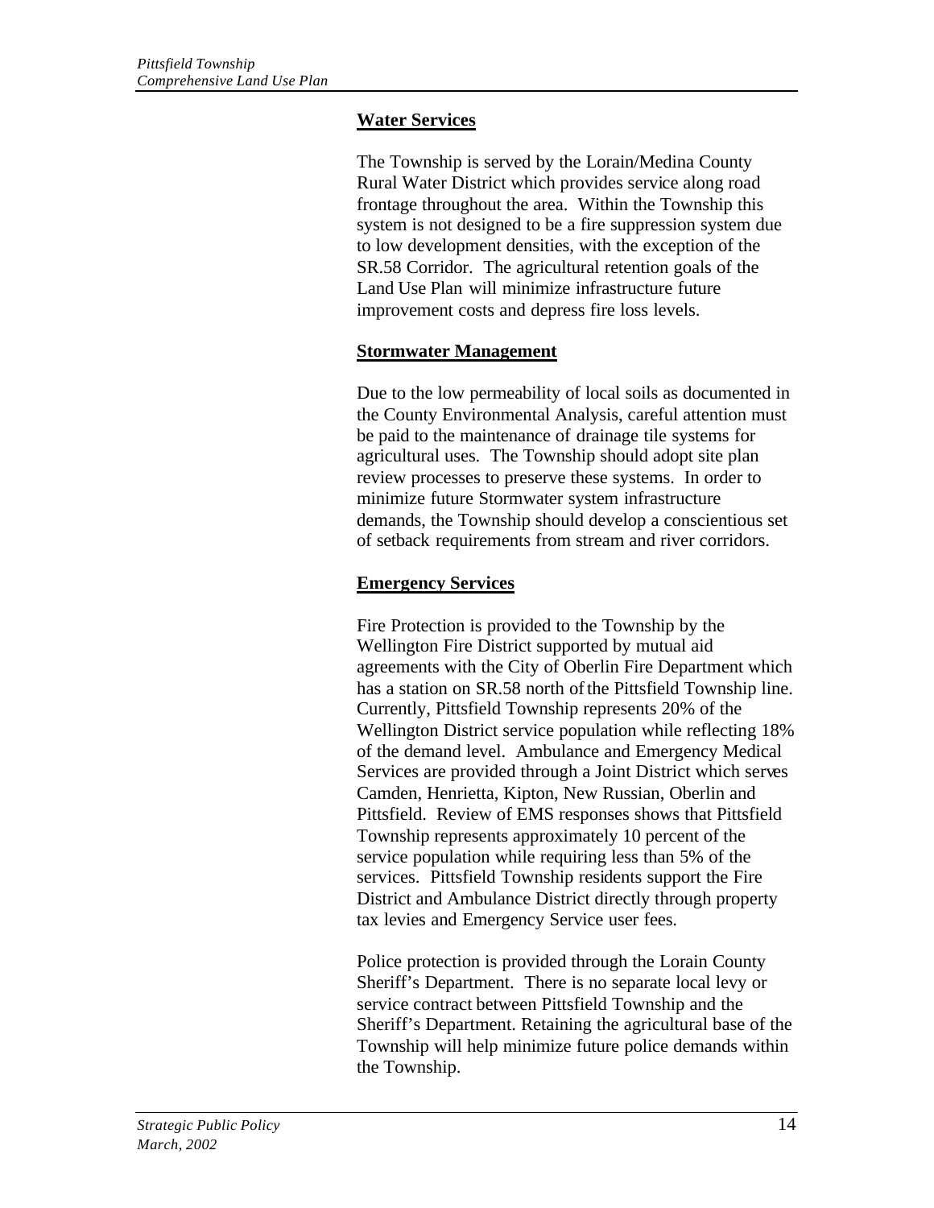## Water Services

The Township is served by the Lorain/Medina County Rural Water District which provides service along road frontage throughout the area. Within the Township this system is not designed to be a fire suppression system due to low development densities, with the exception of the SR.58 Corridor. The agricultural retention goals of the Land Use Plan will minimize infrastructure future improvement costs and depress fire loss levels.

## Stormwater Management

Due to the low permeability of local soils as documented in the County Environmental Analysis, careful attention must be paid to the maintenance of drainage tile systems for agricultural uses. The Township should adopt site plan review processes to preserve these systems. In order to minimize future Stormwater system infrastructure demands, the Township should develop a conscientious set of setback requirements from stream and river corridors.

## Emergency Services

Fire Protection is provided to the Township by the Wellington Fire District supported by mutual aid agreements with the City of Oberlin Fire Department which has a station on SR.58 north of the Pittsfield Township line. Currently, Pittsfield Township represents 20% of the Wellington District service population while reflecting 18% of the demand level. Ambulance and Emergency Medical Services are provided through a Joint District which serves Camden, Henrietta, Kipton, New Russian, Oberlin and Pittsfield. Review of EMS responses shows that Pittsfield Township represents approximately 10 percent of the service population while requiring less than 5% of the services. Pittsfield Township residents support the Fire District and Ambulance District directly through property tax levies and Emergency Service user fees.

Police protection is provided through the Lorain County Sheriff's Department. There is no separate local levy or service contract between Pittsfield Township and the Sheriff's Department. Retaining the agricultural base of the Township will help minimize future police demands within the Township.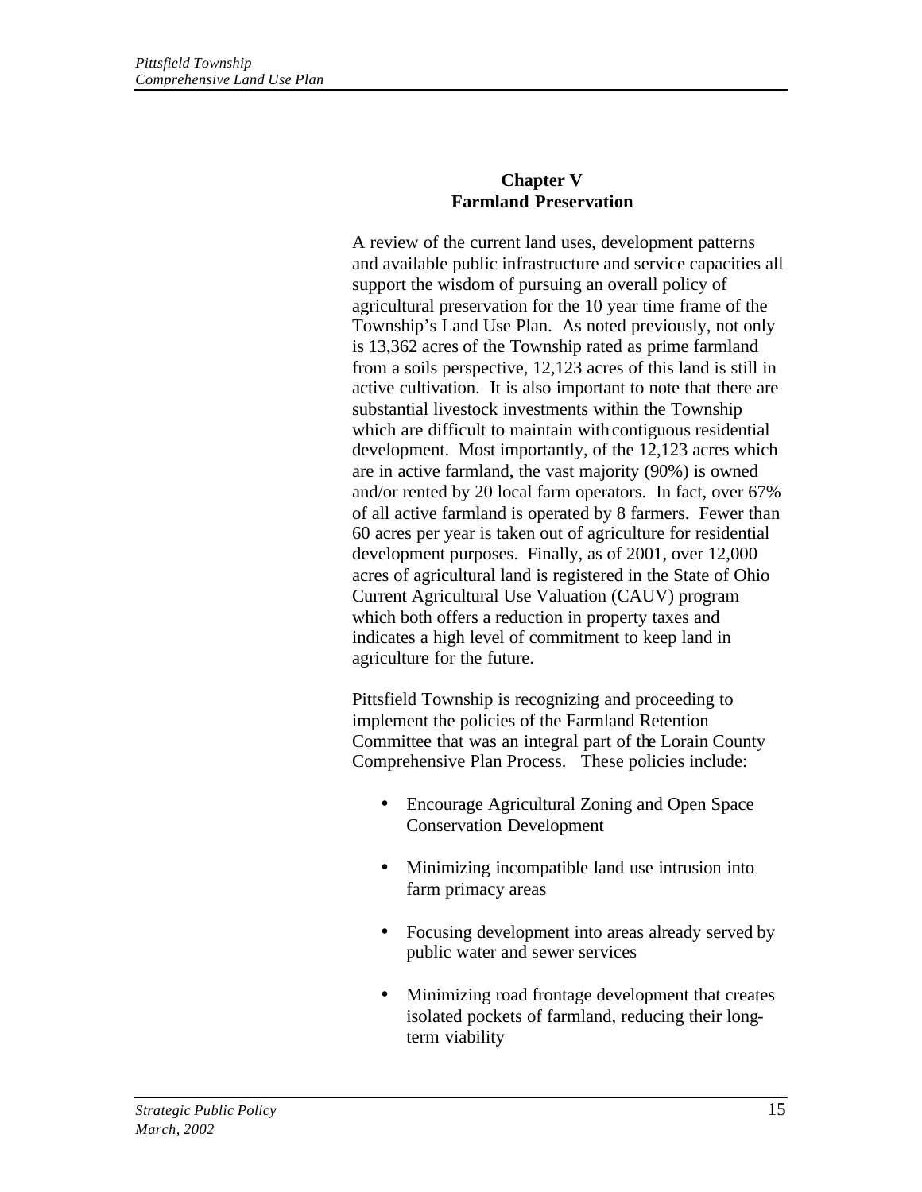## Chapter V
## Farmland Preservation

A review of the current land uses, development patterns and available public infrastructure and service capacities all support the wisdom of pursuing an overall policy of agricultural preservation for the 10 year time frame of the Township's Land Use Plan. As noted previously, not only is 13,362 acres of the Township rated as prime farmland from a soils perspective, 12,123 acres of this land is still in active cultivation. It is also important to note that there are substantial livestock investments within the Township which are difficult to maintain with contiguous residential development. Most importantly, of the 12,123 acres which are in active farmland, the vast majority (90%) is owned and/or rented by 20 local farm operators. In fact, over 67% of all active farmland is operated by 8 farmers. Fewer than 60 acres per year is taken out of agriculture for residential development purposes. Finally, as of 2001, over 12,000 acres of agricultural land is registered in the State of Ohio Current Agricultural Use Valuation (CAUV) program which both offers a reduction in property taxes and indicates a high level of commitment to keep land in agriculture for the future.

Pittsfield Township is recognizing and proceeding to implement the policies of the Farmland Retention Committee that was an integral part of the Lorain County Comprehensive Plan Process. These policies include:

- Encourage Agricultural Zoning and Open Space Conservation Development
- Minimizing incompatible land use intrusion into farm primacy areas
- Focusing development into areas already served by public water and sewer services
- Minimizing road frontage development that creates isolated pockets of farmland, reducing their long-term viability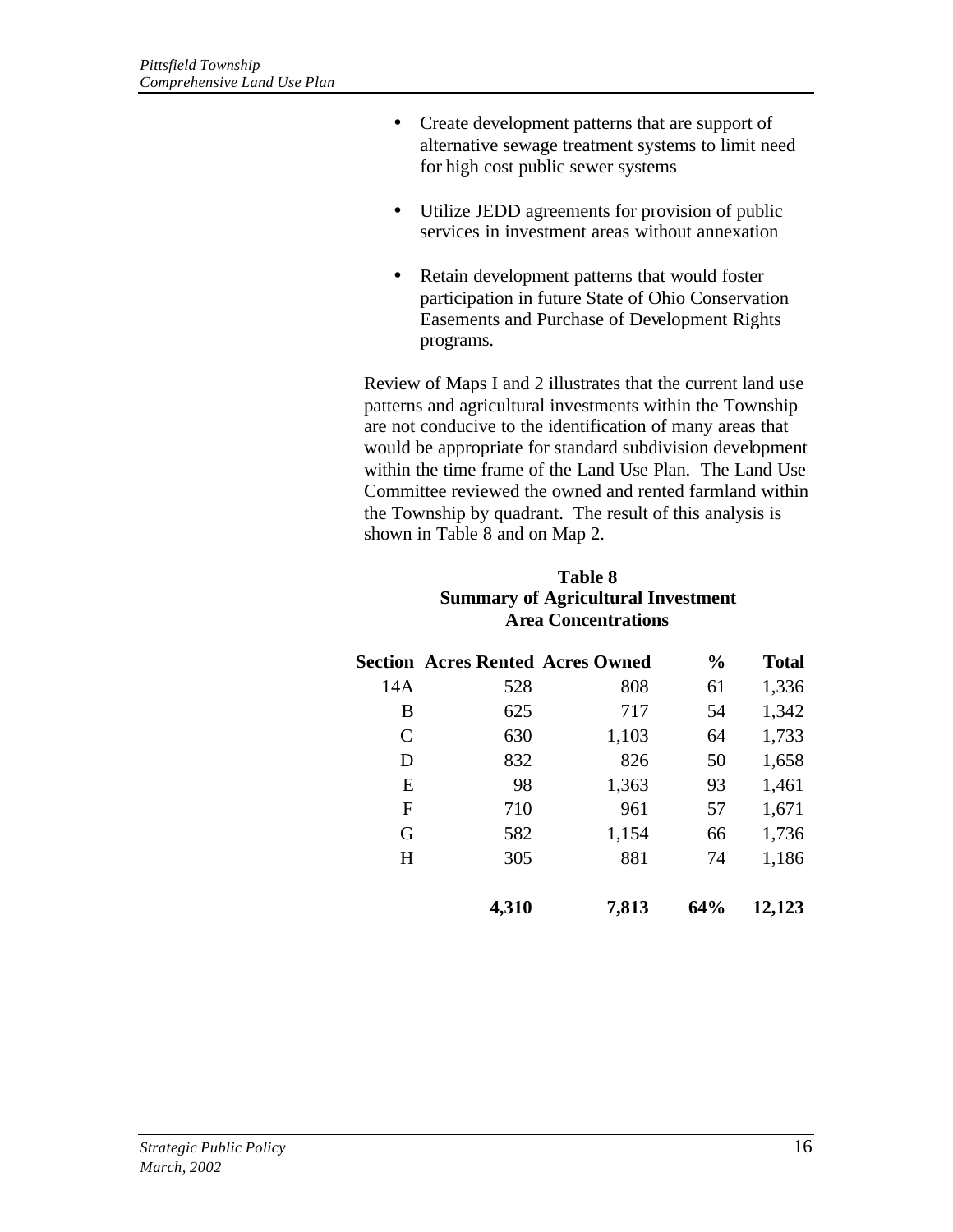- Create development patterns that are support of alternative sewage treatment systems to limit need for high cost public sewer systems

- Utilize JEDD agreements for provision of public services in investment areas without annexation

- Retain development patterns that would foster participation in future State of Ohio Conservation Easements and Purchase of Development Rights programs.

Review of Maps I and 2 illustrates that the current land use patterns and agricultural investments within the Township are not conducive to the identification of many areas that would be appropriate for standard subdivision development within the time frame of the Land Use Plan. The Land Use Committee reviewed the owned and rented farmland within the Township by quadrant. The result of this analysis is shown in Table 8 and on Map 2.

**Table 8**
**Summary of Agricultural Investment Area Concentrations**

| Section | Acres Rented | Acres Owned | % | Total |
|---|---|---|---|---|
| 14A | 528 | 808 | 61 | 1,336 |
| B | 625 | 717 | 54 | 1,342 |
| C | 630 | 1,103 | 64 | 1,733 |
| D | 832 | 826 | 50 | 1,658 |
| E | 98 | 1,363 | 93 | 1,461 |
| F | 710 | 961 | 57 | 1,671 |
| G | 582 | 1,154 | 66 | 1,736 |
| H | 305 | 881 | 74 | 1,186 |
| | **4,310** | **7,813** | **64%** | **12,123** |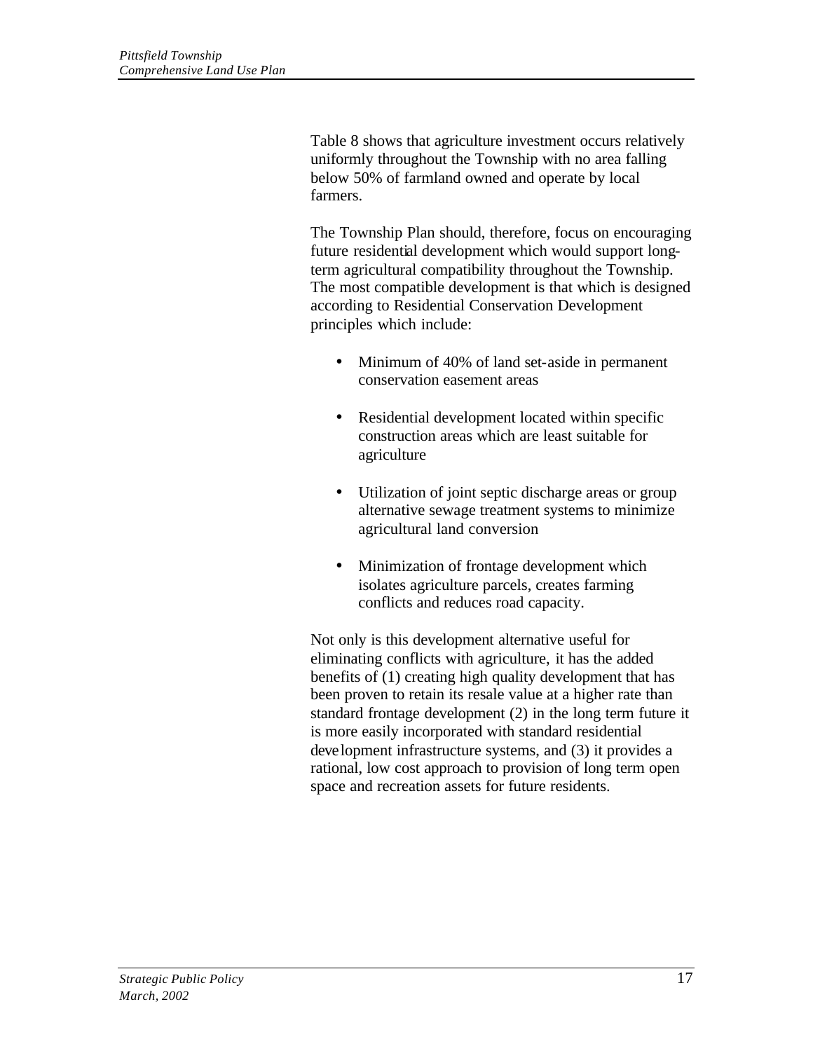Table 8 shows that agriculture investment occurs relatively uniformly throughout the Township with no area falling below 50% of farmland owned and operate by local farmers.

The Township Plan should, therefore, focus on encouraging future residential development which would support long-term agricultural compatibility throughout the Township. The most compatible development is that which is designed according to Residential Conservation Development principles which include:

- Minimum of 40% of land set-aside in permanent conservation easement areas
- Residential development located within specific construction areas which are least suitable for agriculture
- Utilization of joint septic discharge areas or group alternative sewage treatment systems to minimize agricultural land conversion
- Minimization of frontage development which isolates agriculture parcels, creates farming conflicts and reduces road capacity.

Not only is this development alternative useful for eliminating conflicts with agriculture, it has the added benefits of (1) creating high quality development that has been proven to retain its resale value at a higher rate than standard frontage development (2) in the long term future it is more easily incorporated with standard residential development infrastructure systems, and (3) it provides a rational, low cost approach to provision of long term open space and recreation assets for future residents.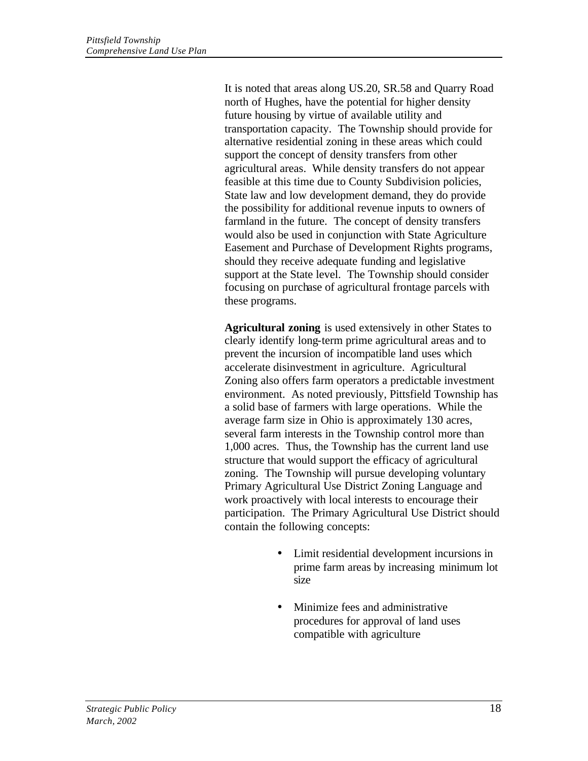It is noted that areas along US.20, SR.58 and Quarry Road north of Hughes, have the potential for higher density future housing by virtue of available utility and transportation capacity. The Township should provide for alternative residential zoning in these areas which could support the concept of density transfers from other agricultural areas. While density transfers do not appear feasible at this time due to County Subdivision policies, State law and low development demand, they do provide the possibility for additional revenue inputs to owners of farmland in the future. The concept of density transfers would also be used in conjunction with State Agriculture Easement and Purchase of Development Rights programs, should they receive adequate funding and legislative support at the State level. The Township should consider focusing on purchase of agricultural frontage parcels with these programs.

**Agricultural zoning** is used extensively in other States to clearly identify long-term prime agricultural areas and to prevent the incursion of incompatible land uses which accelerate disinvestment in agriculture. Agricultural Zoning also offers farm operators a predictable investment environment. As noted previously, Pittsfield Township has a solid base of farmers with large operations. While the average farm size in Ohio is approximately 130 acres, several farm interests in the Township control more than 1,000 acres. Thus, the Township has the current land use structure that would support the efficacy of agricultural zoning. The Township will pursue developing voluntary Primary Agricultural Use District Zoning Language and work proactively with local interests to encourage their participation. The Primary Agricultural Use District should contain the following concepts:

- Limit residential development incursions in prime farm areas by increasing minimum lot size
- Minimize fees and administrative procedures for approval of land uses compatible with agriculture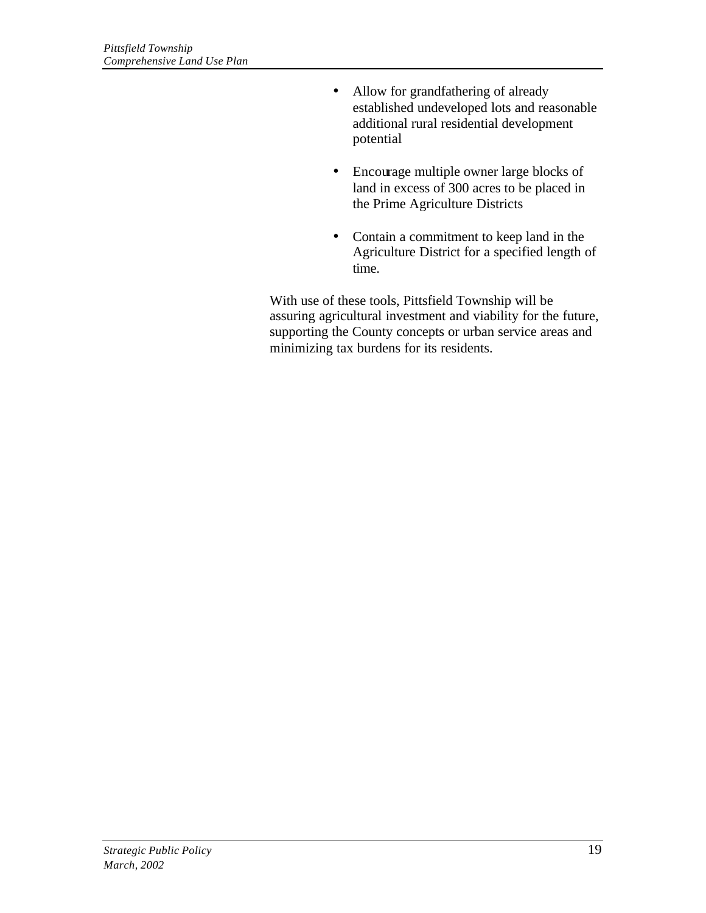- Allow for grandfathering of already established undeveloped lots and reasonable additional rural residential development potential

- Encourage multiple owner large blocks of land in excess of 300 acres to be placed in the Prime Agriculture Districts

- Contain a commitment to keep land in the Agriculture District for a specified length of time.

With use of these tools, Pittsfield Township will be assuring agricultural investment and viability for the future, supporting the County concepts or urban service areas and minimizing tax burdens for its residents.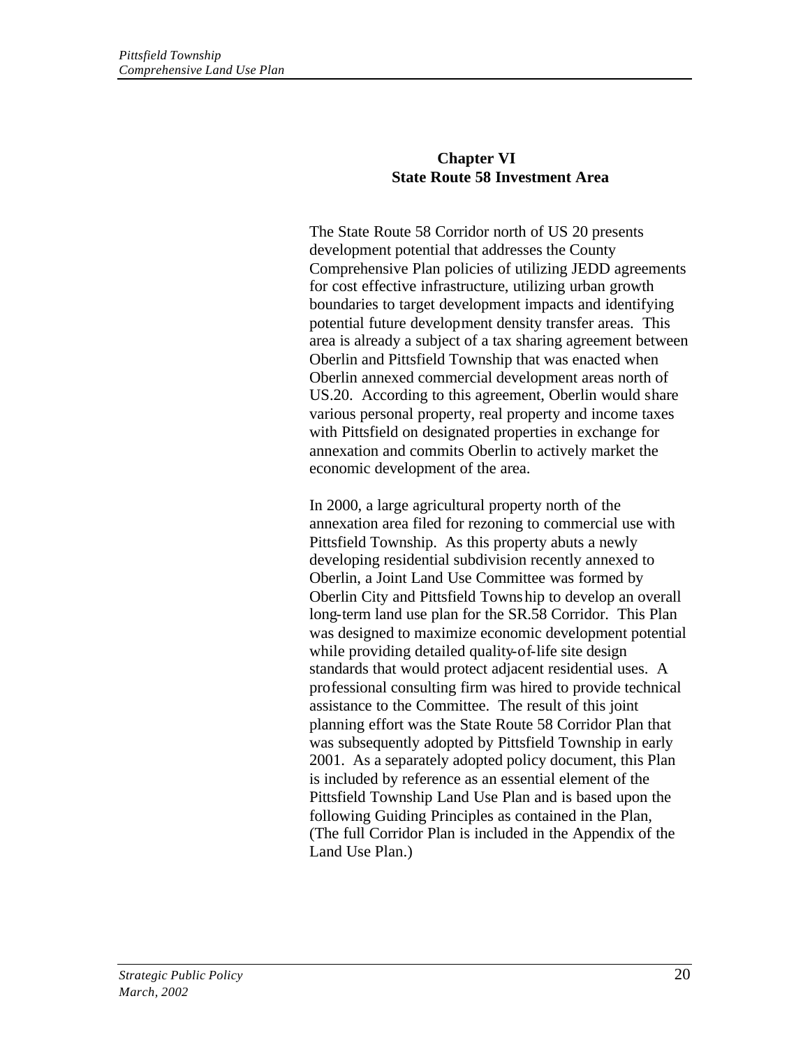# Chapter VI
## State Route 58 Investment Area

The State Route 58 Corridor north of US 20 presents development potential that addresses the County Comprehensive Plan policies of utilizing JEDD agreements for cost effective infrastructure, utilizing urban growth boundaries to target development impacts and identifying potential future development density transfer areas. This area is already a subject of a tax sharing agreement between Oberlin and Pittsfield Township that was enacted when Oberlin annexed commercial development areas north of US.20. According to this agreement, Oberlin would share various personal property, real property and income taxes with Pittsfield on designated properties in exchange for annexation and commits Oberlin to actively market the economic development of the area.

In 2000, a large agricultural property north of the annexation area filed for rezoning to commercial use with Pittsfield Township. As this property abuts a newly developing residential subdivision recently annexed to Oberlin, a Joint Land Use Committee was formed by Oberlin City and Pittsfield Township to develop an overall long-term land use plan for the SR.58 Corridor. This Plan was designed to maximize economic development potential while providing detailed quality-of-life site design standards that would protect adjacent residential uses. A professional consulting firm was hired to provide technical assistance to the Committee. The result of this joint planning effort was the State Route 58 Corridor Plan that was subsequently adopted by Pittsfield Township in early 2001. As a separately adopted policy document, this Plan is included by reference as an essential element of the Pittsfield Township Land Use Plan and is based upon the following Guiding Principles as contained in the Plan, (The full Corridor Plan is included in the Appendix of the Land Use Plan.)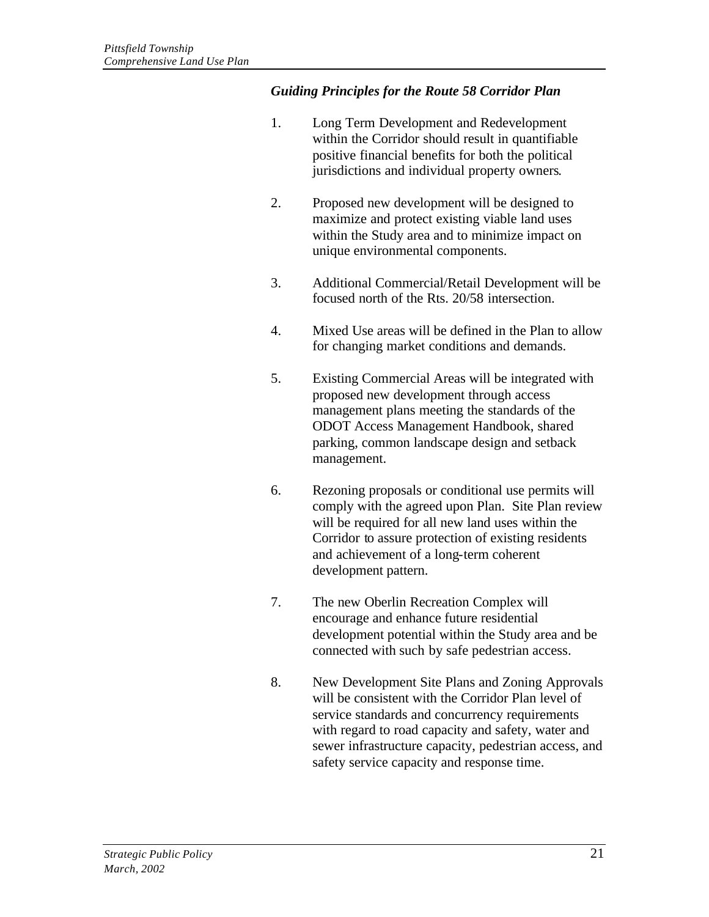### *Guiding Principles for the Route 58 Corridor Plan*

1. Long Term Development and Redevelopment within the Corridor should result in quantifiable positive financial benefits for both the political jurisdictions and individual property owners.

2. Proposed new development will be designed to maximize and protect existing viable land uses within the Study area and to minimize impact on unique environmental components.

3. Additional Commercial/Retail Development will be focused north of the Rts. 20/58 intersection.

4. Mixed Use areas will be defined in the Plan to allow for changing market conditions and demands.

5. Existing Commercial Areas will be integrated with proposed new development through access management plans meeting the standards of the ODOT Access Management Handbook, shared parking, common landscape design and setback management.

6. Rezoning proposals or conditional use permits will comply with the agreed upon Plan. Site Plan review will be required for all new land uses within the Corridor to assure protection of existing residents and achievement of a long-term coherent development pattern.

7. The new Oberlin Recreation Complex will encourage and enhance future residential development potential within the Study area and be connected with such by safe pedestrian access.

8. New Development Site Plans and Zoning Approvals will be consistent with the Corridor Plan level of service standards and concurrency requirements with regard to road capacity and safety, water and sewer infrastructure capacity, pedestrian access, and safety service capacity and response time.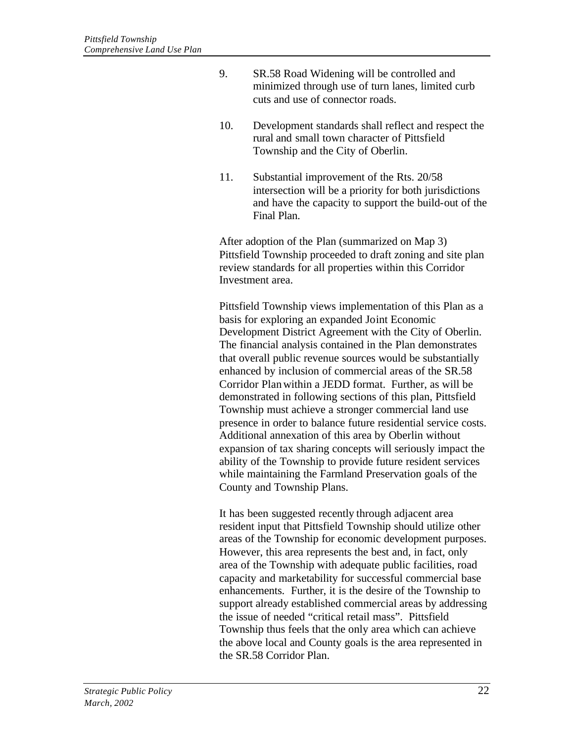9. SR.58 Road Widening will be controlled and minimized through use of turn lanes, limited curb cuts and use of connector roads.

10. Development standards shall reflect and respect the rural and small town character of Pittsfield Township and the City of Oberlin.

11. Substantial improvement of the Rts. 20/58 intersection will be a priority for both jurisdictions and have the capacity to support the build-out of the Final Plan.

After adoption of the Plan (summarized on Map 3) Pittsfield Township proceeded to draft zoning and site plan review standards for all properties within this Corridor Investment area.

Pittsfield Township views implementation of this Plan as a basis for exploring an expanded Joint Economic Development District Agreement with the City of Oberlin. The financial analysis contained in the Plan demonstrates that overall public revenue sources would be substantially enhanced by inclusion of commercial areas of the SR.58 Corridor Plan within a JEDD format. Further, as will be demonstrated in following sections of this plan, Pittsfield Township must achieve a stronger commercial land use presence in order to balance future residential service costs. Additional annexation of this area by Oberlin without expansion of tax sharing concepts will seriously impact the ability of the Township to provide future resident services while maintaining the Farmland Preservation goals of the County and Township Plans.

It has been suggested recently through adjacent area resident input that Pittsfield Township should utilize other areas of the Township for economic development purposes. However, this area represents the best and, in fact, only area of the Township with adequate public facilities, road capacity and marketability for successful commercial base enhancements. Further, it is the desire of the Township to support already established commercial areas by addressing the issue of needed "critical retail mass". Pittsfield Township thus feels that the only area which can achieve the above local and County goals is the area represented in the SR.58 Corridor Plan.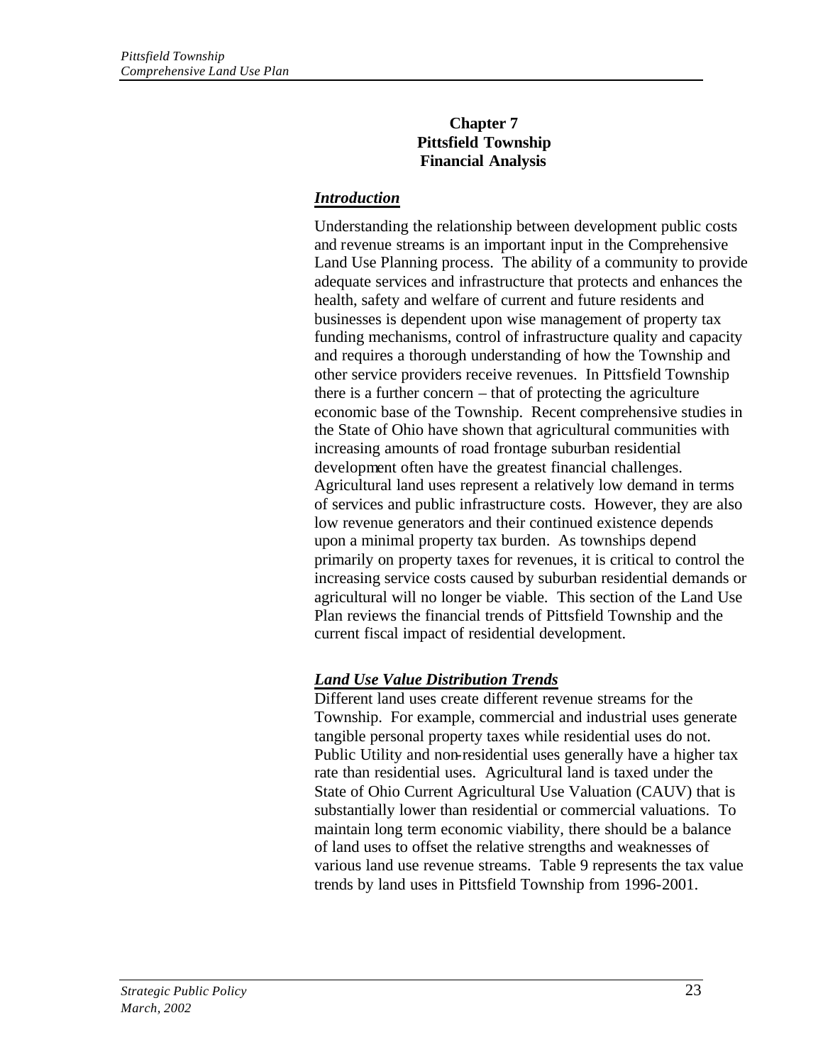# Chapter 7
# Pittsfield Township
# Financial Analysis

## *Introduction*

Understanding the relationship between development public costs and revenue streams is an important input in the Comprehensive Land Use Planning process. The ability of a community to provide adequate services and infrastructure that protects and enhances the health, safety and welfare of current and future residents and businesses is dependent upon wise management of property tax funding mechanisms, control of infrastructure quality and capacity and requires a thorough understanding of how the Township and other service providers receive revenues. In Pittsfield Township there is a further concern – that of protecting the agriculture economic base of the Township. Recent comprehensive studies in the State of Ohio have shown that agricultural communities with increasing amounts of road frontage suburban residential development often have the greatest financial challenges. Agricultural land uses represent a relatively low demand in terms of services and public infrastructure costs. However, they are also low revenue generators and their continued existence depends upon a minimal property tax burden. As townships depend primarily on property taxes for revenues, it is critical to control the increasing service costs caused by suburban residential demands or agricultural will no longer be viable. This section of the Land Use Plan reviews the financial trends of Pittsfield Township and the current fiscal impact of residential development.

## *Land Use Value Distribution Trends*

Different land uses create different revenue streams for the Township. For example, commercial and industrial uses generate tangible personal property taxes while residential uses do not. Public Utility and non-residential uses generally have a higher tax rate than residential uses. Agricultural land is taxed under the State of Ohio Current Agricultural Use Valuation (CAUV) that is substantially lower than residential or commercial valuations. To maintain long term economic viability, there should be a balance of land uses to offset the relative strengths and weaknesses of various land use revenue streams. Table 9 represents the tax value trends by land uses in Pittsfield Township from 1996-2001.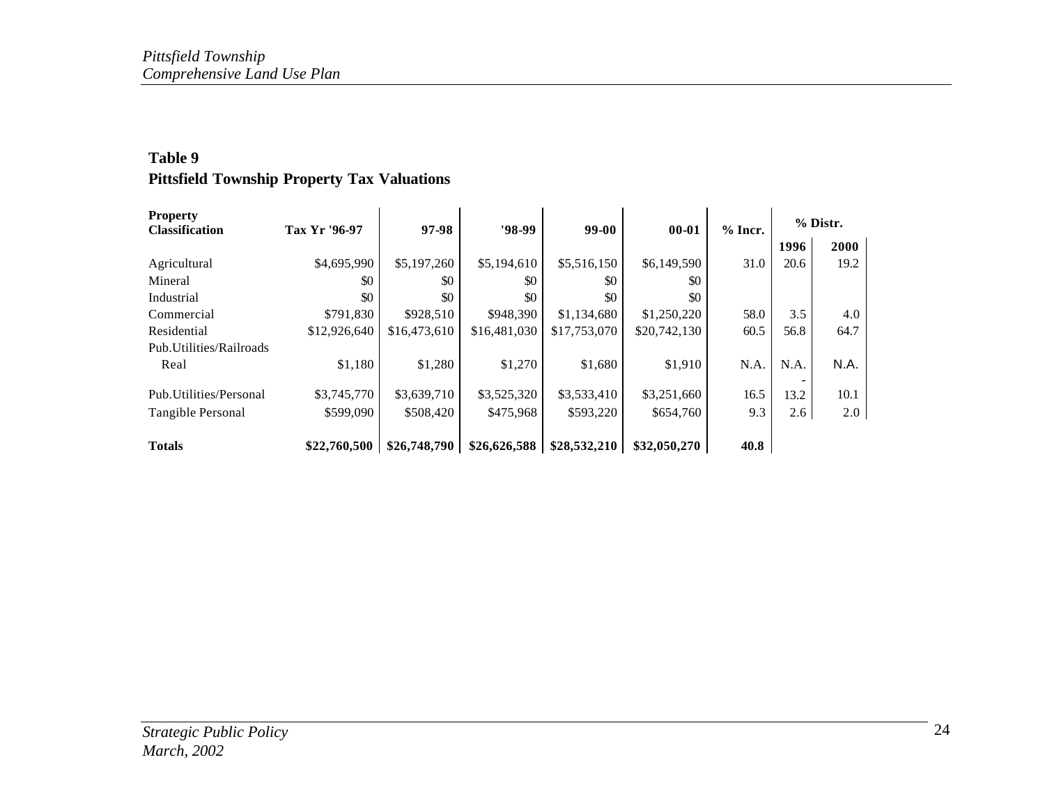### Table 9

### Pittsfield Township Property Tax Valuations

| Property Classification | Tax Yr '96-97 | 97-98 | '98-99 | 99-00 | 00-01 | % Incr. | % Distr. | |
|---|---|---|---|---|---|---|---|---|
| | | | | | | | 1996 | 2000 |
| Agricultural | $4,695,990 | $5,197,260 | $5,194,610 | $5,516,150 | $6,149,590 | 31.0 | 20.6 | 19.2 |
| Mineral | $0 | $0 | $0 | $0 | $0 | | | |
| Industrial | $0 | $0 | $0 | $0 | $0 | | | |
| Commercial | $791,830 | $928,510 | $948,390 | $1,134,680 | $1,250,220 | 58.0 | 3.5 | 4.0 |
| Residential | $12,926,640 | $16,473,610 | $16,481,030 | $17,753,070 | $20,742,130 | 60.5 | 56.8 | 64.7 |
| Pub.Utilities/Railroads Real | $1,180 | $1,280 | $1,270 | $1,680 | $1,910 | N.A. | N.A. | N.A. |
| Pub.Utilities/Personal | $3,745,770 | $3,639,710 | $3,525,320 | $3,533,410 | $3,251,660 | 16.5 | -13.2 | 10.1 |
| Tangible Personal | $599,090 | $508,420 | $475,968 | $593,220 | $654,760 | 9.3 | 2.6 | 2.0 |
| **Totals** | **$22,760,500** | **$26,748,790** | **$26,626,588** | **$28,532,210** | **$32,050,270** | **40.8** | | |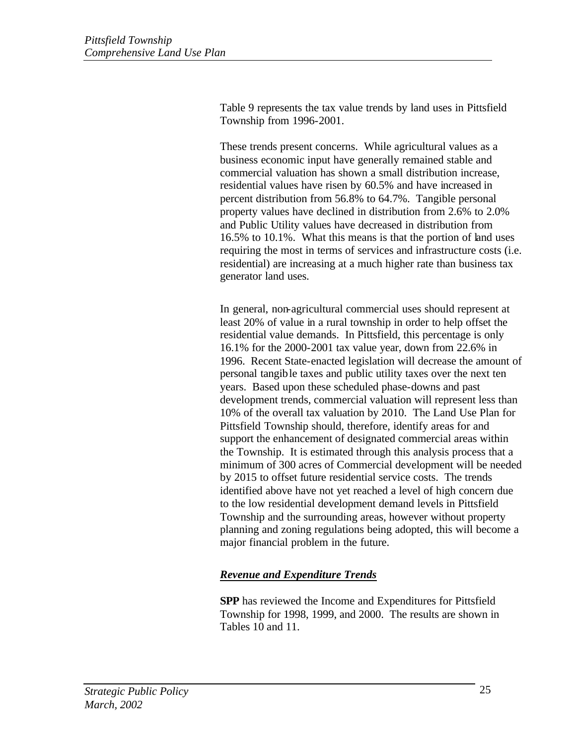Table 9 represents the tax value trends by land uses in Pittsfield Township from 1996-2001.

These trends present concerns. While agricultural values as a business economic input have generally remained stable and commercial valuation has shown a small distribution increase, residential values have risen by 60.5% and have increased in percent distribution from 56.8% to 64.7%. Tangible personal property values have declined in distribution from 2.6% to 2.0% and Public Utility values have decreased in distribution from 16.5% to 10.1%. What this means is that the portion of land uses requiring the most in terms of services and infrastructure costs (i.e. residential) are increasing at a much higher rate than business tax generator land uses.

In general, non-agricultural commercial uses should represent at least 20% of value in a rural township in order to help offset the residential value demands. In Pittsfield, this percentage is only 16.1% for the 2000-2001 tax value year, down from 22.6% in 1996. Recent State-enacted legislation will decrease the amount of personal tangible taxes and public utility taxes over the next ten years. Based upon these scheduled phase-downs and past development trends, commercial valuation will represent less than 10% of the overall tax valuation by 2010. The Land Use Plan for Pittsfield Township should, therefore, identify areas for and support the enhancement of designated commercial areas within the Township. It is estimated through this analysis process that a minimum of 300 acres of Commercial development will be needed by 2015 to offset future residential service costs. The trends identified above have not yet reached a level of high concern due to the low residential development demand levels in Pittsfield Township and the surrounding areas, however without property planning and zoning regulations being adopted, this will become a major financial problem in the future.

## ***Revenue and Expenditure Trends***

**SPP** has reviewed the Income and Expenditures for Pittsfield Township for 1998, 1999, and 2000. The results are shown in Tables 10 and 11.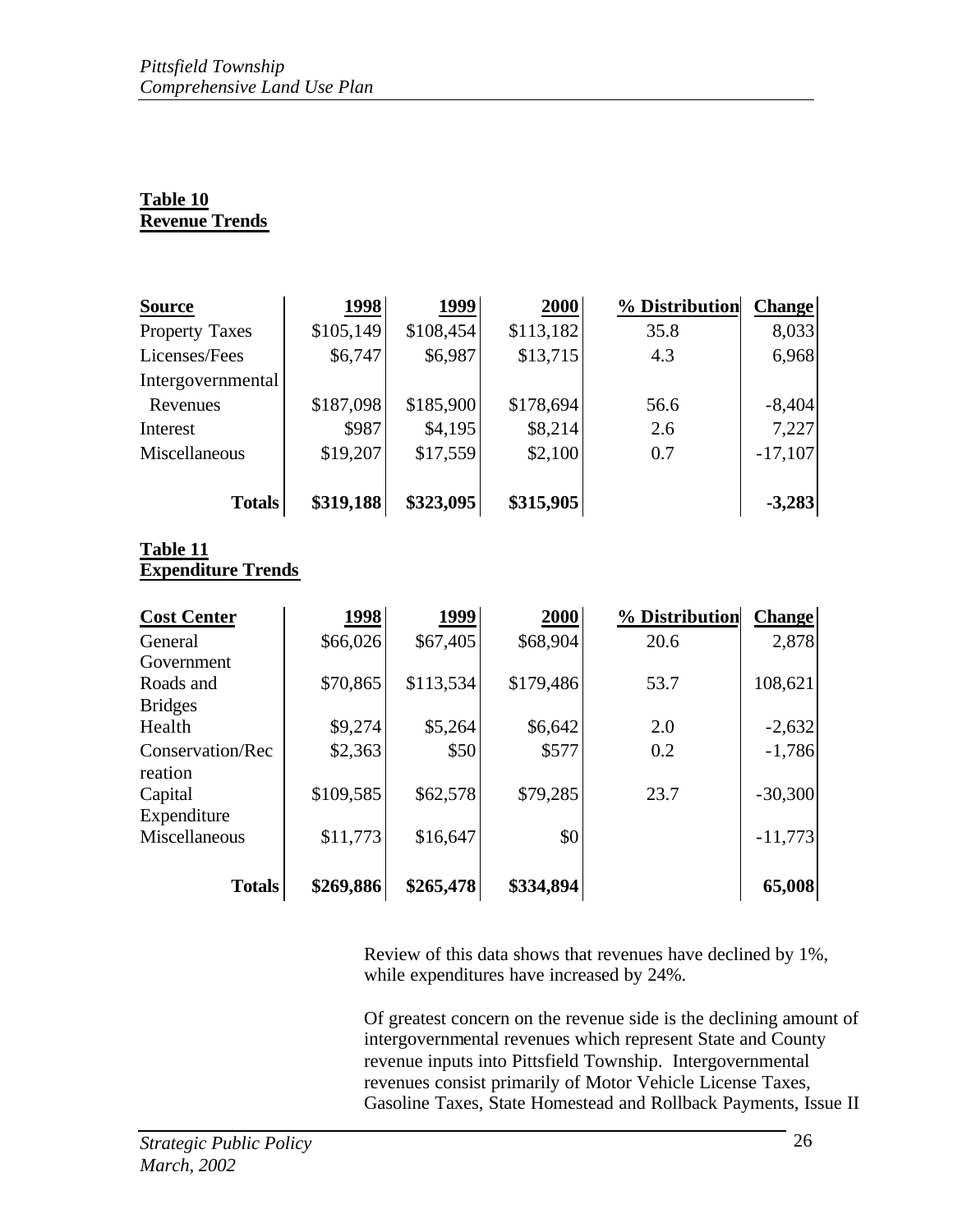**Table 10**
**Revenue Trends**

| Source | 1998 | 1999 | 2000 | % Distribution | Change |
|---|---|---|---|---|---|
| Property Taxes | $105,149 | $108,454 | $113,182 | 35.8 | 8,033 |
| Licenses/Fees | $6,747 | $6,987 | $13,715 | 4.3 | 6,968 |
| Intergovernmental Revenues | $187,098 | $185,900 | $178,694 | 56.6 | -8,404 |
| Interest | $987 | $4,195 | $8,214 | 2.6 | 7,227 |
| Miscellaneous | $19,207 | $17,559 | $2,100 | 0.7 | -17,107 |
| **Totals** | **$319,188** | **$323,095** | **$315,905** | | **-3,283** |

**Table 11**
**Expenditure Trends**

| Cost Center | 1998 | 1999 | 2000 | % Distribution | Change |
|---|---|---|---|---|---|
| General Government | $66,026 | $67,405 | $68,904 | 20.6 | 2,878 |
| Roads and Bridges | $70,865 | $113,534 | $179,486 | 53.7 | 108,621 |
| Health | $9,274 | $5,264 | $6,642 | 2.0 | -2,632 |
| Conservation/Recreation | $2,363 | $50 | $577 | 0.2 | -1,786 |
| Capital Expenditure | $109,585 | $62,578 | $79,285 | 23.7 | -30,300 |
| Miscellaneous | $11,773 | $16,647 | $0 | | -11,773 |
| **Totals** | **$269,886** | **$265,478** | **$334,894** | | **65,008** |

Review of this data shows that revenues have declined by 1%, while expenditures have increased by 24%.

Of greatest concern on the revenue side is the declining amount of intergovernmental revenues which represent State and County revenue inputs into Pittsfield Township. Intergovernmental revenues consist primarily of Motor Vehicle License Taxes, Gasoline Taxes, State Homestead and Rollback Payments, Issue II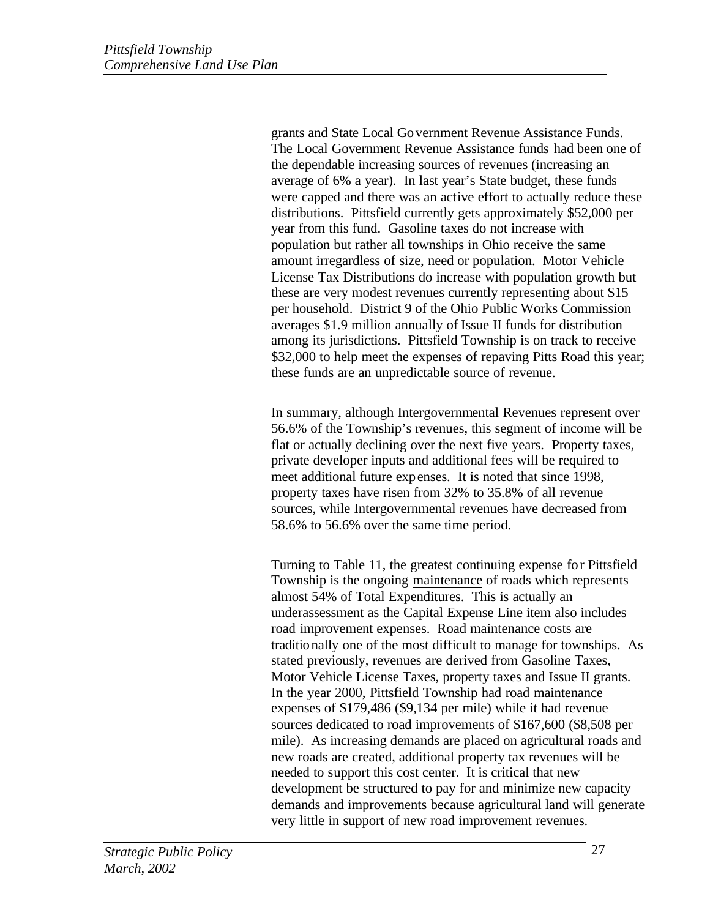grants and State Local Government Revenue Assistance Funds. The Local Government Revenue Assistance funds <u>had</u> been one of the dependable increasing sources of revenues (increasing an average of 6% a year). In last year's State budget, these funds were capped and there was an active effort to actually reduce these distributions. Pittsfield currently gets approximately $52,000 per year from this fund. Gasoline taxes do not increase with population but rather all townships in Ohio receive the same amount irregardless of size, need or population. Motor Vehicle License Tax Distributions do increase with population growth but these are very modest revenues currently representing about $15 per household. District 9 of the Ohio Public Works Commission averages $1.9 million annually of Issue II funds for distribution among its jurisdictions. Pittsfield Township is on track to receive $32,000 to help meet the expenses of repaving Pitts Road this year; these funds are an unpredictable source of revenue.

In summary, although Intergovernmental Revenues represent over 56.6% of the Township's revenues, this segment of income will be flat or actually declining over the next five years. Property taxes, private developer inputs and additional fees will be required to meet additional future expenses. It is noted that since 1998, property taxes have risen from 32% to 35.8% of all revenue sources, while Intergovernmental revenues have decreased from 58.6% to 56.6% over the same time period.

Turning to Table 11, the greatest continuing expense for Pittsfield Township is the ongoing <u>maintenance</u> of roads which represents almost 54% of Total Expenditures. This is actually an underassessment as the Capital Expense Line item also includes road <u>improvement</u> expenses. Road maintenance costs are traditionally one of the most difficult to manage for townships. As stated previously, revenues are derived from Gasoline Taxes, Motor Vehicle License Taxes, property taxes and Issue II grants. In the year 2000, Pittsfield Township had road maintenance expenses of $179,486 ($9,134 per mile) while it had revenue sources dedicated to road improvements of $167,600 ($8,508 per mile). As increasing demands are placed on agricultural roads and new roads are created, additional property tax revenues will be needed to support this cost center. It is critical that new development be structured to pay for and minimize new capacity demands and improvements because agricultural land will generate very little in support of new road improvement revenues.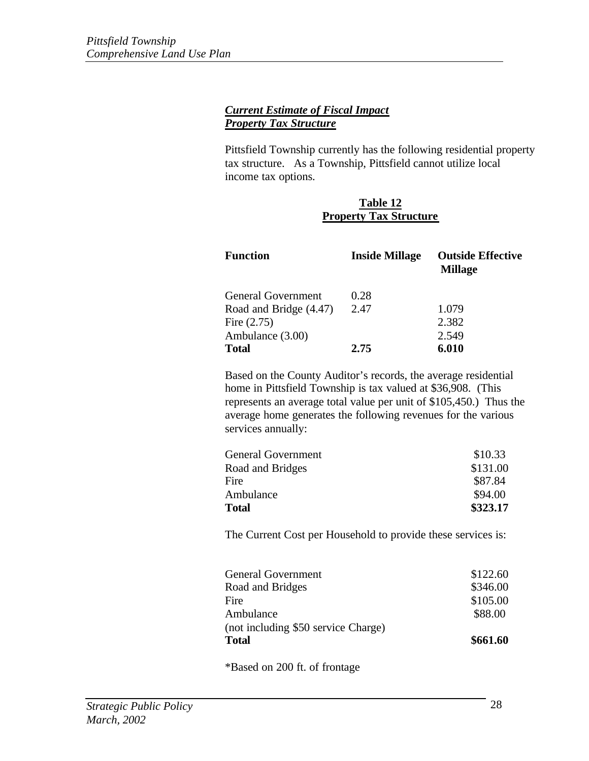***Current Estimate of Fiscal Impact***
***Property Tax Structure***

Pittsfield Township currently has the following residential property tax structure. As a Township, Pittsfield cannot utilize local income tax options.

**Table 12**
**Property Tax Structure**

| Function | Inside Millage | Outside Effective Millage |
|---|---|---|
| General Government | 0.28 | |
| Road and Bridge (4.47) | 2.47 | 1.079 |
| Fire (2.75) | | 2.382 |
| Ambulance (3.00) | | 2.549 |
| **Total** | **2.75** | **6.010** |

Based on the County Auditor's records, the average residential home in Pittsfield Township is tax valued at $36,908. (This represents an average total value per unit of $105,450.) Thus the average home generates the following revenues for the various services annually:

| | |
|---|---|
| General Government | $10.33 |
| Road and Bridges | $131.00 |
| Fire | $87.84 |
| Ambulance | $94.00 |
| **Total** | **$323.17** |

The Current Cost per Household to provide these services is:

| | |
|---|---|
| General Government | $122.60 |
| Road and Bridges | $346.00 |
| Fire | $105.00 |
| Ambulance (not including $50 service Charge) | $88.00 |
| **Total** | **$661.60** |

*Based on 200 ft. of frontage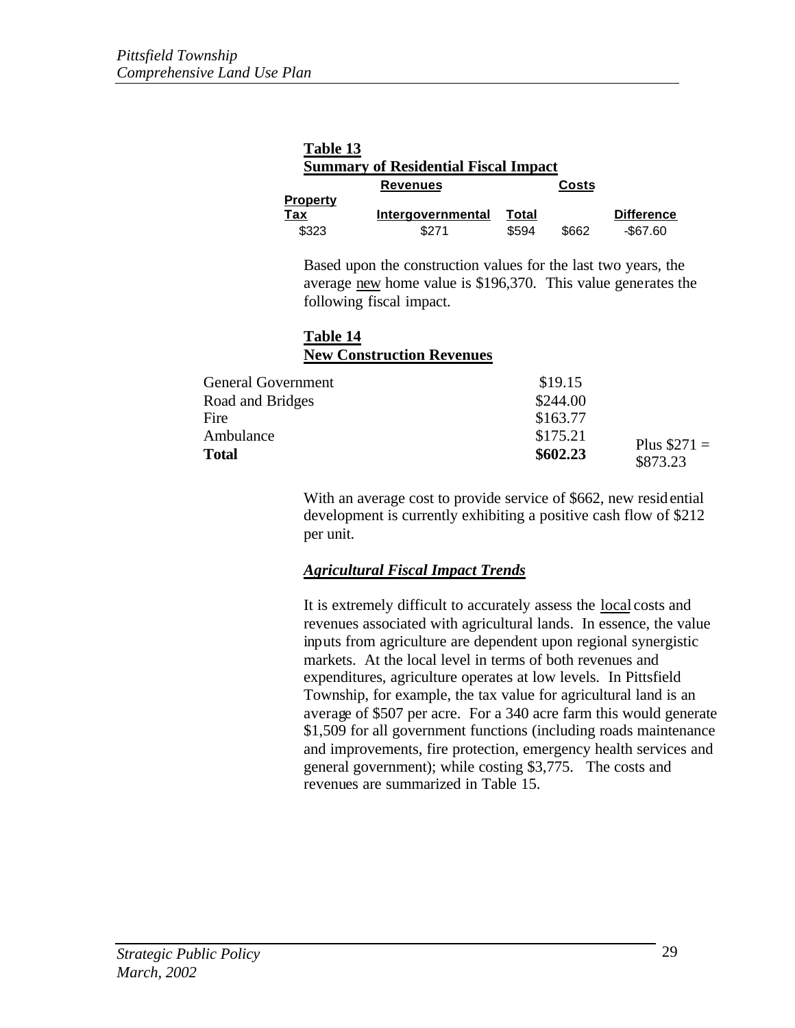**Table 13**
**Summary of Residential Fiscal Impact**

| Revenues | | | Costs | |
|---|---|---|---|---|
| Property Tax | Intergovernmental | Total | | Difference |
| $323 | $271 | $594 | $662 | -$67.60 |

Based upon the construction values for the last two years, the average new home value is $196,370. This value generates the following fiscal impact.

**Table 14**
**New Construction Revenues**

| | | |
|---|---|---|
| General Government | $19.15 | |
| Road and Bridges | $244.00 | |
| Fire | $163.77 | |
| Ambulance | $175.21 | |
| **Total** | **$602.23** | Plus $271 = $873.23 |

With an average cost to provide service of $662, new residential development is currently exhibiting a positive cash flow of $212 per unit.

### ***Agricultural Fiscal Impact Trends***

It is extremely difficult to accurately assess the local costs and revenues associated with agricultural lands. In essence, the value inputs from agriculture are dependent upon regional synergistic markets. At the local level in terms of both revenues and expenditures, agriculture operates at low levels. In Pittsfield Township, for example, the tax value for agricultural land is an average of $507 per acre. For a 340 acre farm this would generate $1,509 for all government functions (including roads maintenance and improvements, fire protection, emergency health services and general government); while costing $3,775. The costs and revenues are summarized in Table 15.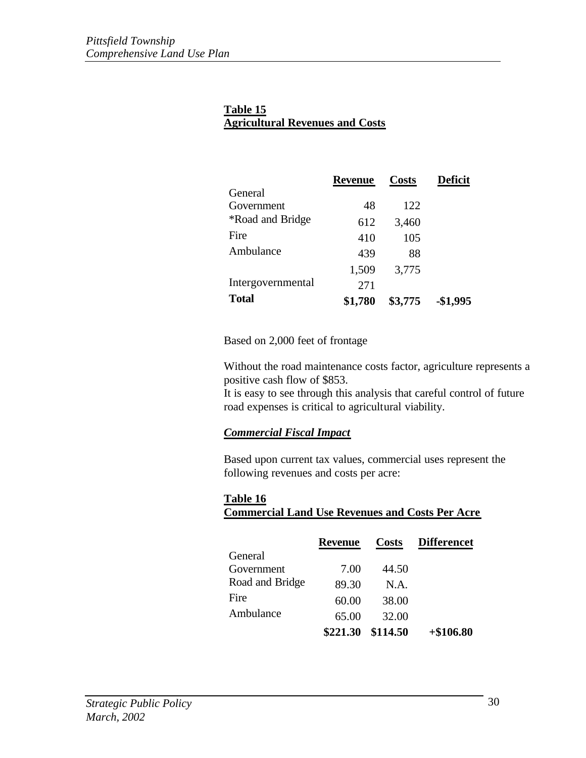**Table 15**
**Agricultural Revenues and Costs**

| | Revenue | Costs | Deficit |
|---|---|---|---|
| General Government | 48 | 122 | |
| *Road and Bridge | 612 | 3,460 | |
| Fire | 410 | 105 | |
| Ambulance | 439 | 88 | |
| | 1,509 | 3,775 | |
| Intergovernmental | 271 | | |
| **Total** | **$1,780** | **$3,775** | **-$1,995** |

Based on 2,000 feet of frontage

Without the road maintenance costs factor, agriculture represents a positive cash flow of $853.
It is easy to see through this analysis that careful control of future road expenses is critical to agricultural viability.

***Commercial Fiscal Impact***

Based upon current tax values, commercial uses represent the following revenues and costs per acre:

**Table 16**
**Commercial Land Use Revenues and Costs Per Acre**

| | Revenue | Costs | Differencet |
|---|---|---|---|
| General Government | 7.00 | 44.50 | |
| Road and Bridge | 89.30 | N.A. | |
| Fire | 60.00 | 38.00 | |
| Ambulance | 65.00 | 32.00 | |
| | **$221.30** | **$114.50** | **+$106.80** |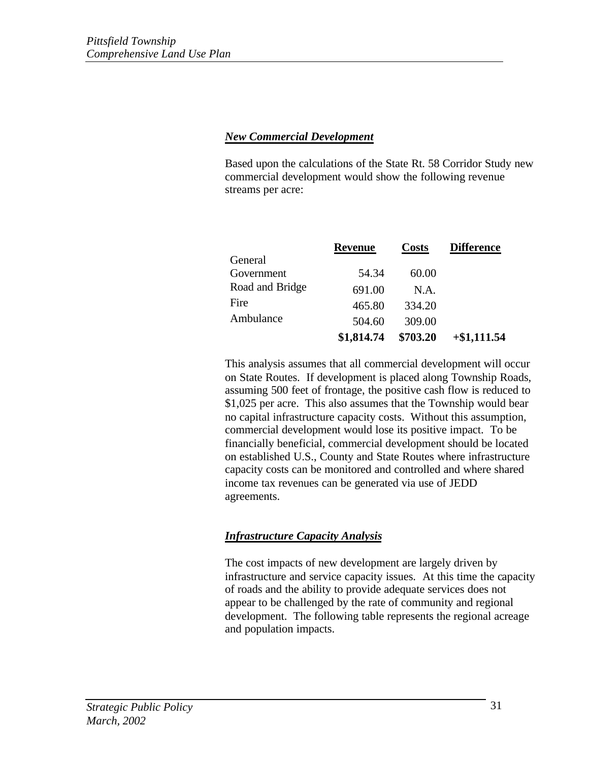### ***New Commercial Development***

Based upon the calculations of the State Rt. 58 Corridor Study new commercial development would show the following revenue streams per acre:

| | Revenue | Costs | Difference |
|---|---|---|---|
| General Government | 54.34 | 60.00 | |
| Road and Bridge | 691.00 | N.A. | |
| Fire | 465.80 | 334.20 | |
| Ambulance | 504.60 | 309.00 | |
| | **$1,814.74** | **$703.20** | **+$1,111.54** |

This analysis assumes that all commercial development will occur on State Routes. If development is placed along Township Roads, assuming 500 feet of frontage, the positive cash flow is reduced to $1,025 per acre. This also assumes that the Township would bear no capital infrastructure capacity costs. Without this assumption, commercial development would lose its positive impact. To be financially beneficial, commercial development should be located on established U.S., County and State Routes where infrastructure capacity costs can be monitored and controlled and where shared income tax revenues can be generated via use of JEDD agreements.

### ***Infrastructure Capacity Analysis***

The cost impacts of new development are largely driven by infrastructure and service capacity issues. At this time the capacity of roads and the ability to provide adequate services does not appear to be challenged by the rate of community and regional development. The following table represents the regional acreage and population impacts.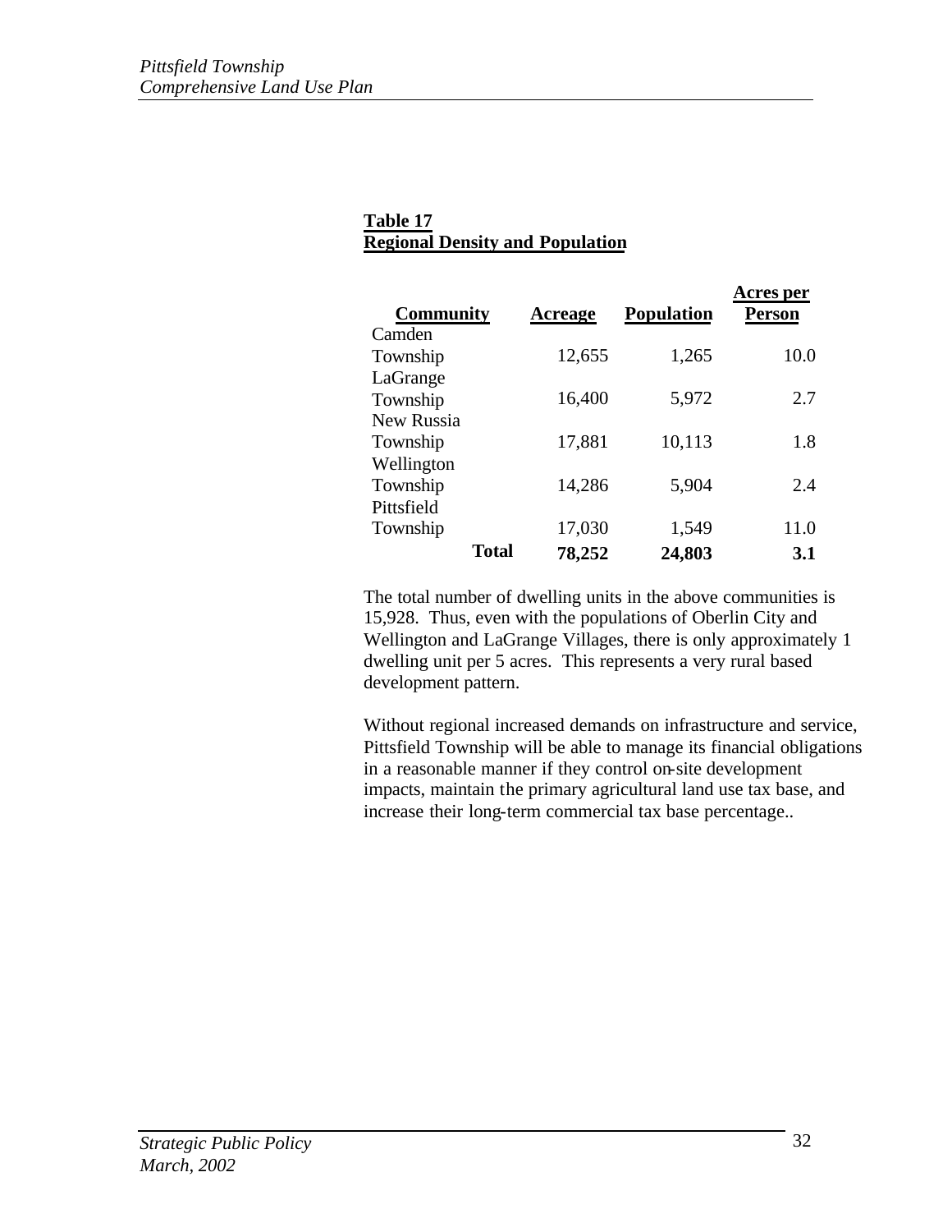**Table 17**
**Regional Density and Population**

| Community | Acreage | Population | Acres per Person |
|---|---|---|---|
| Camden Township | 12,655 | 1,265 | 10.0 |
| LaGrange Township | 16,400 | 5,972 | 2.7 |
| New Russia Township | 17,881 | 10,113 | 1.8 |
| Wellington Township | 14,286 | 5,904 | 2.4 |
| Pittsfield Township | 17,030 | 1,549 | 11.0 |
| **Total** | **78,252** | **24,803** | **3.1** |

The total number of dwelling units in the above communities is 15,928. Thus, even with the populations of Oberlin City and Wellington and LaGrange Villages, there is only approximately 1 dwelling unit per 5 acres. This represents a very rural based development pattern.

Without regional increased demands on infrastructure and service, Pittsfield Township will be able to manage its financial obligations in a reasonable manner if they control on-site development impacts, maintain the primary agricultural land use tax base, and increase their long-term commercial tax base percentage..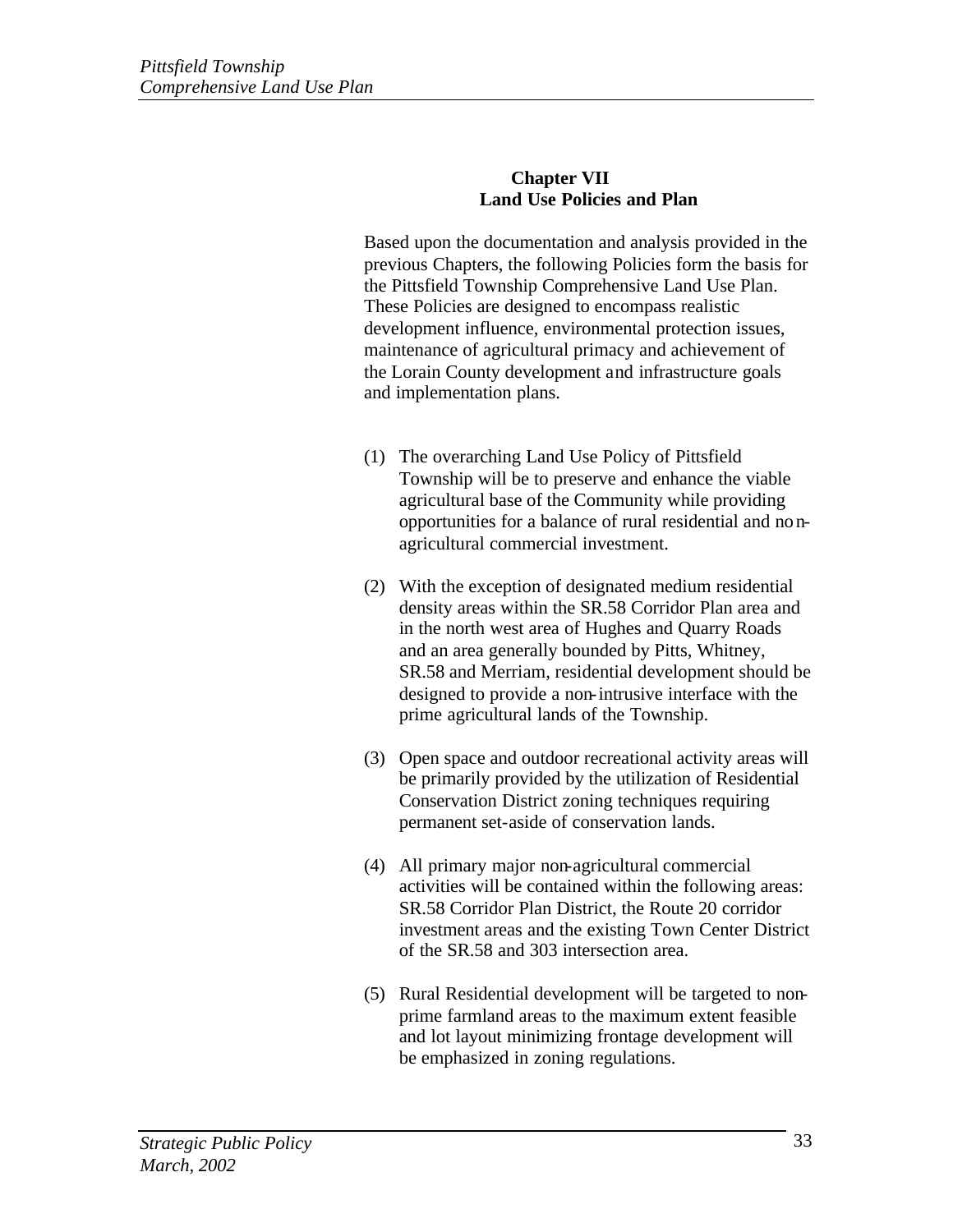## Chapter VII
## Land Use Policies and Plan

Based upon the documentation and analysis provided in the previous Chapters, the following Policies form the basis for the Pittsfield Township Comprehensive Land Use Plan. These Policies are designed to encompass realistic development influence, environmental protection issues, maintenance of agricultural primacy and achievement of the Lorain County development and infrastructure goals and implementation plans.

(1) The overarching Land Use Policy of Pittsfield Township will be to preserve and enhance the viable agricultural base of the Community while providing opportunities for a balance of rural residential and non-agricultural commercial investment.

(2) With the exception of designated medium residential density areas within the SR.58 Corridor Plan area and in the north west area of Hughes and Quarry Roads and an area generally bounded by Pitts, Whitney, SR.58 and Merriam, residential development should be designed to provide a non-intrusive interface with the prime agricultural lands of the Township.

(3) Open space and outdoor recreational activity areas will be primarily provided by the utilization of Residential Conservation District zoning techniques requiring permanent set-aside of conservation lands.

(4) All primary major non-agricultural commercial activities will be contained within the following areas: SR.58 Corridor Plan District, the Route 20 corridor investment areas and the existing Town Center District of the SR.58 and 303 intersection area.

(5) Rural Residential development will be targeted to non-prime farmland areas to the maximum extent feasible and lot layout minimizing frontage development will be emphasized in zoning regulations.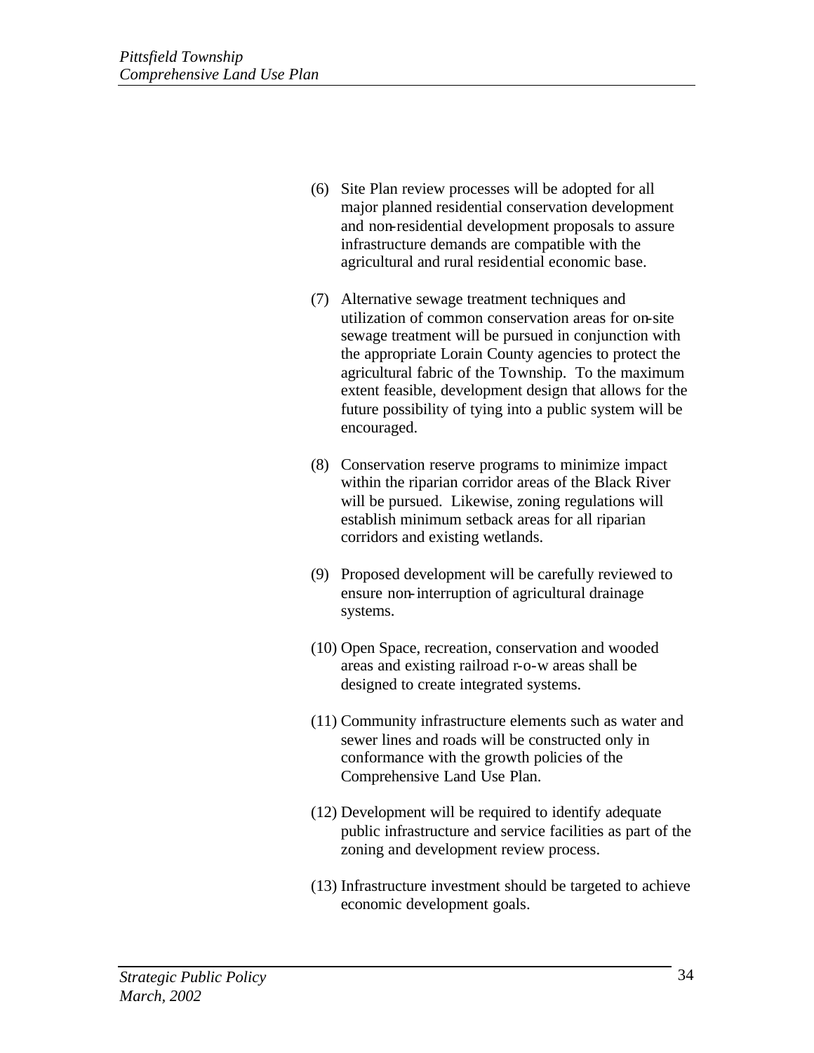(6) Site Plan review processes will be adopted for all major planned residential conservation development and non-residential development proposals to assure infrastructure demands are compatible with the agricultural and rural residential economic base.

(7) Alternative sewage treatment techniques and utilization of common conservation areas for on-site sewage treatment will be pursued in conjunction with the appropriate Lorain County agencies to protect the agricultural fabric of the Township. To the maximum extent feasible, development design that allows for the future possibility of tying into a public system will be encouraged.

(8) Conservation reserve programs to minimize impact within the riparian corridor areas of the Black River will be pursued. Likewise, zoning regulations will establish minimum setback areas for all riparian corridors and existing wetlands.

(9) Proposed development will be carefully reviewed to ensure non-interruption of agricultural drainage systems.

(10) Open Space, recreation, conservation and wooded areas and existing railroad r-o-w areas shall be designed to create integrated systems.

(11) Community infrastructure elements such as water and sewer lines and roads will be constructed only in conformance with the growth policies of the Comprehensive Land Use Plan.

(12) Development will be required to identify adequate public infrastructure and service facilities as part of the zoning and development review process.

(13) Infrastructure investment should be targeted to achieve economic development goals.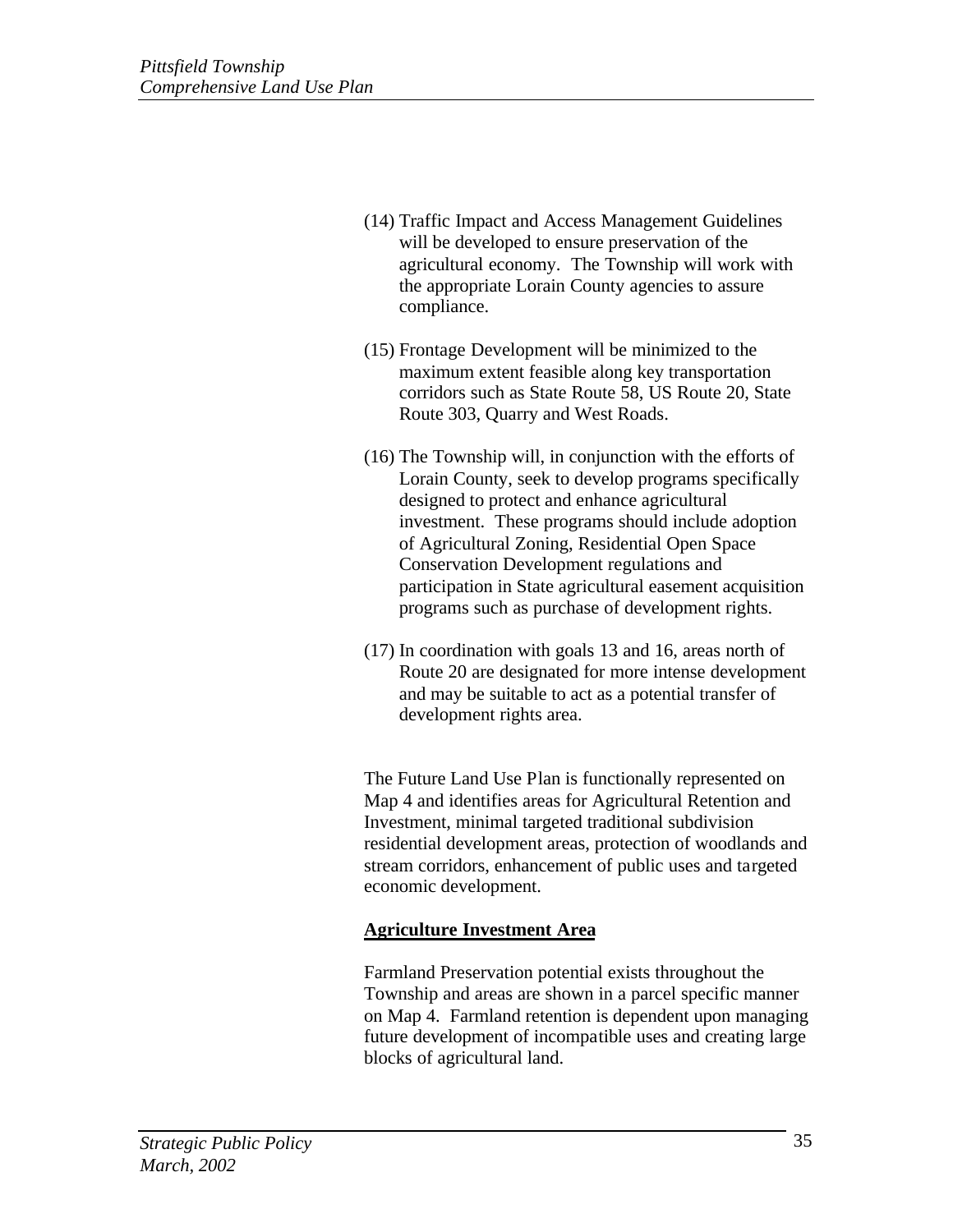(14) Traffic Impact and Access Management Guidelines will be developed to ensure preservation of the agricultural economy. The Township will work with the appropriate Lorain County agencies to assure compliance.

(15) Frontage Development will be minimized to the maximum extent feasible along key transportation corridors such as State Route 58, US Route 20, State Route 303, Quarry and West Roads.

(16) The Township will, in conjunction with the efforts of Lorain County, seek to develop programs specifically designed to protect and enhance agricultural investment. These programs should include adoption of Agricultural Zoning, Residential Open Space Conservation Development regulations and participation in State agricultural easement acquisition programs such as purchase of development rights.

(17) In coordination with goals 13 and 16, areas north of Route 20 are designated for more intense development and may be suitable to act as a potential transfer of development rights area.

The Future Land Use Plan is functionally represented on Map 4 and identifies areas for Agricultural Retention and Investment, minimal targeted traditional subdivision residential development areas, protection of woodlands and stream corridors, enhancement of public uses and targeted economic development.

**Agriculture Investment Area**

Farmland Preservation potential exists throughout the Township and areas are shown in a parcel specific manner on Map 4. Farmland retention is dependent upon managing future development of incompatible uses and creating large blocks of agricultural land.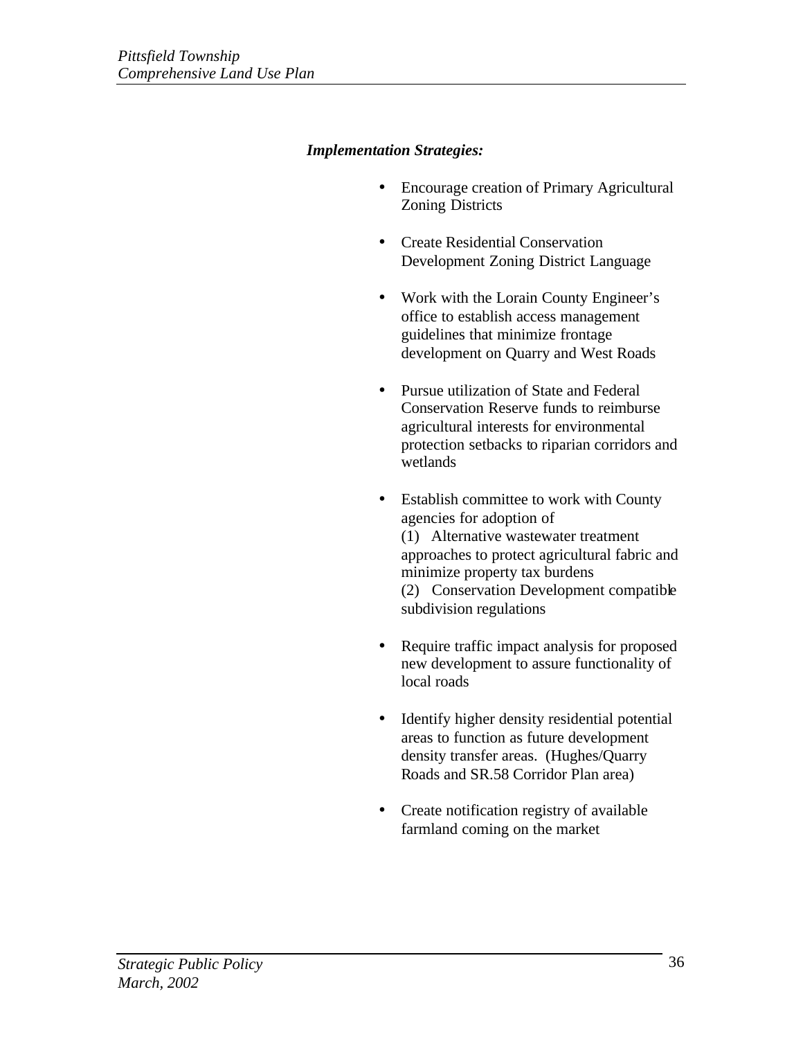***Implementation Strategies:***

- Encourage creation of Primary Agricultural Zoning Districts

- Create Residential Conservation Development Zoning District Language

- Work with the Lorain County Engineer's office to establish access management guidelines that minimize frontage development on Quarry and West Roads

- Pursue utilization of State and Federal Conservation Reserve funds to reimburse agricultural interests for environmental protection setbacks to riparian corridors and wetlands

- Establish committee to work with County agencies for adoption of
  (1) Alternative wastewater treatment approaches to protect agricultural fabric and minimize property tax burdens
  (2) Conservation Development compatible subdivision regulations

- Require traffic impact analysis for proposed new development to assure functionality of local roads

- Identify higher density residential potential areas to function as future development density transfer areas. (Hughes/Quarry Roads and SR.58 Corridor Plan area)

- Create notification registry of available farmland coming on the market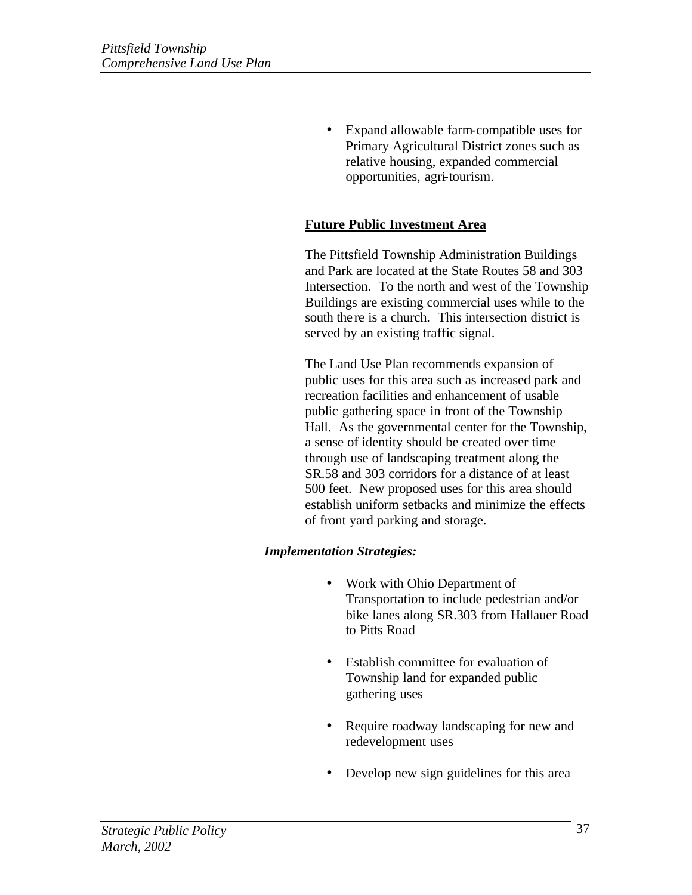- Expand allowable farm-compatible uses for Primary Agricultural District zones such as relative housing, expanded commercial opportunities, agri-tourism.

**Future Public Investment Area**

The Pittsfield Township Administration Buildings and Park are located at the State Routes 58 and 303 Intersection. To the north and west of the Township Buildings are existing commercial uses while to the south there is a church. This intersection district is served by an existing traffic signal.

The Land Use Plan recommends expansion of public uses for this area such as increased park and recreation facilities and enhancement of usable public gathering space in front of the Township Hall. As the governmental center for the Township, a sense of identity should be created over time through use of landscaping treatment along the SR.58 and 303 corridors for a distance of at least 500 feet. New proposed uses for this area should establish uniform setbacks and minimize the effects of front yard parking and storage.

***Implementation Strategies:***

- Work with Ohio Department of Transportation to include pedestrian and/or bike lanes along SR.303 from Hallauer Road to Pitts Road
- Establish committee for evaluation of Township land for expanded public gathering uses
- Require roadway landscaping for new and redevelopment uses
- Develop new sign guidelines for this area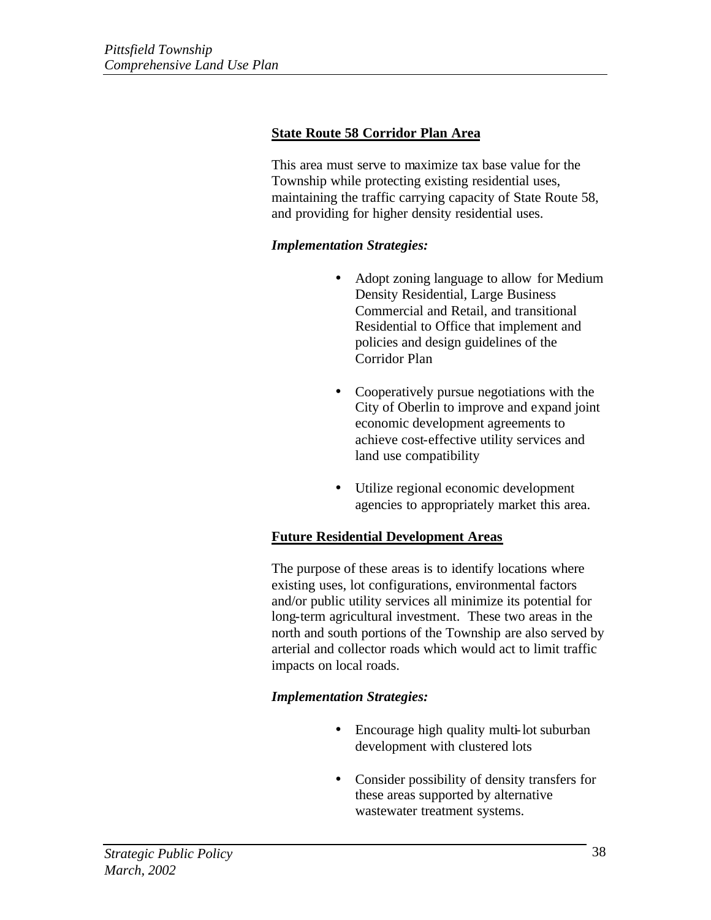**State Route 58 Corridor Plan Area**

This area must serve to maximize tax base value for the Township while protecting existing residential uses, maintaining the traffic carrying capacity of State Route 58, and providing for higher density residential uses.

***Implementation Strategies:***

- Adopt zoning language to allow for Medium Density Residential, Large Business Commercial and Retail, and transitional Residential to Office that implement and policies and design guidelines of the Corridor Plan

- Cooperatively pursue negotiations with the City of Oberlin to improve and expand joint economic development agreements to achieve cost-effective utility services and land use compatibility

- Utilize regional economic development agencies to appropriately market this area.

**Future Residential Development Areas**

The purpose of these areas is to identify locations where existing uses, lot configurations, environmental factors and/or public utility services all minimize its potential for long-term agricultural investment. These two areas in the north and south portions of the Township are also served by arterial and collector roads which would act to limit traffic impacts on local roads.

***Implementation Strategies:***

- Encourage high quality multi-lot suburban development with clustered lots

- Consider possibility of density transfers for these areas supported by alternative wastewater treatment systems.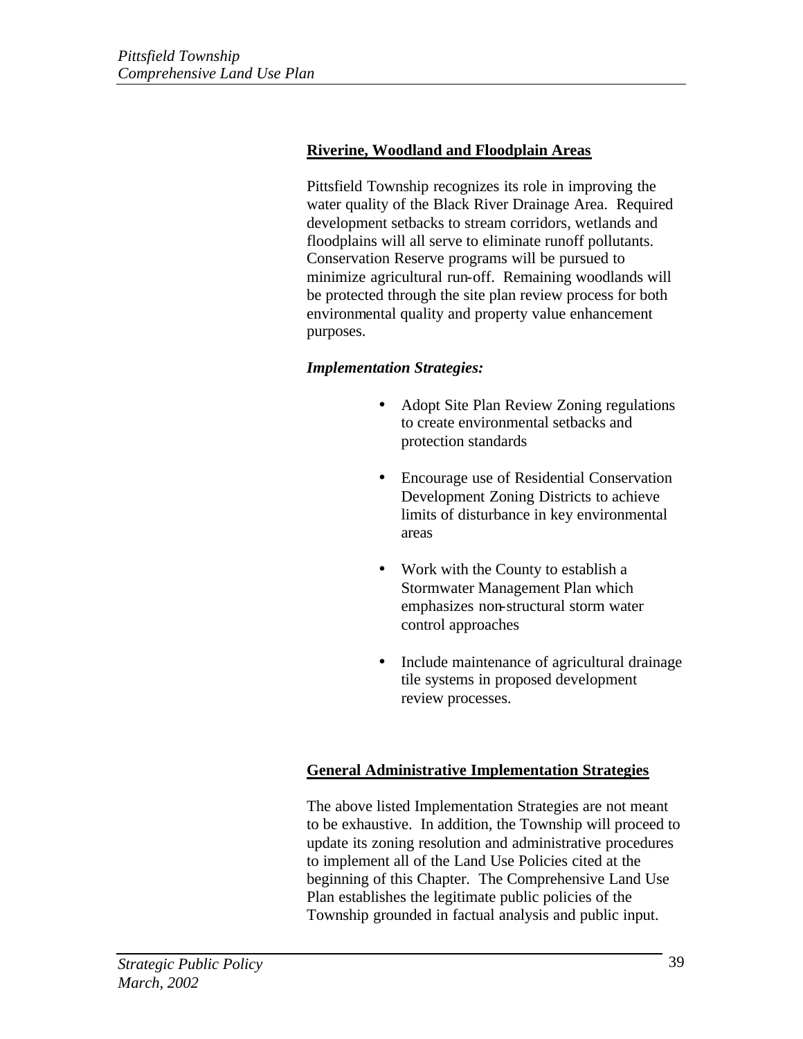## Riverine, Woodland and Floodplain Areas

Pittsfield Township recognizes its role in improving the water quality of the Black River Drainage Area. Required development setbacks to stream corridors, wetlands and floodplains will all serve to eliminate runoff pollutants. Conservation Reserve programs will be pursued to minimize agricultural run-off. Remaining woodlands will be protected through the site plan review process for both environmental quality and property value enhancement purposes.

***Implementation Strategies:***

- Adopt Site Plan Review Zoning regulations to create environmental setbacks and protection standards
- Encourage use of Residential Conservation Development Zoning Districts to achieve limits of disturbance in key environmental areas
- Work with the County to establish a Stormwater Management Plan which emphasizes non-structural storm water control approaches
- Include maintenance of agricultural drainage tile systems in proposed development review processes.

## General Administrative Implementation Strategies

The above listed Implementation Strategies are not meant to be exhaustive. In addition, the Township will proceed to update its zoning resolution and administrative procedures to implement all of the Land Use Policies cited at the beginning of this Chapter. The Comprehensive Land Use Plan establishes the legitimate public policies of the Township grounded in factual analysis and public input.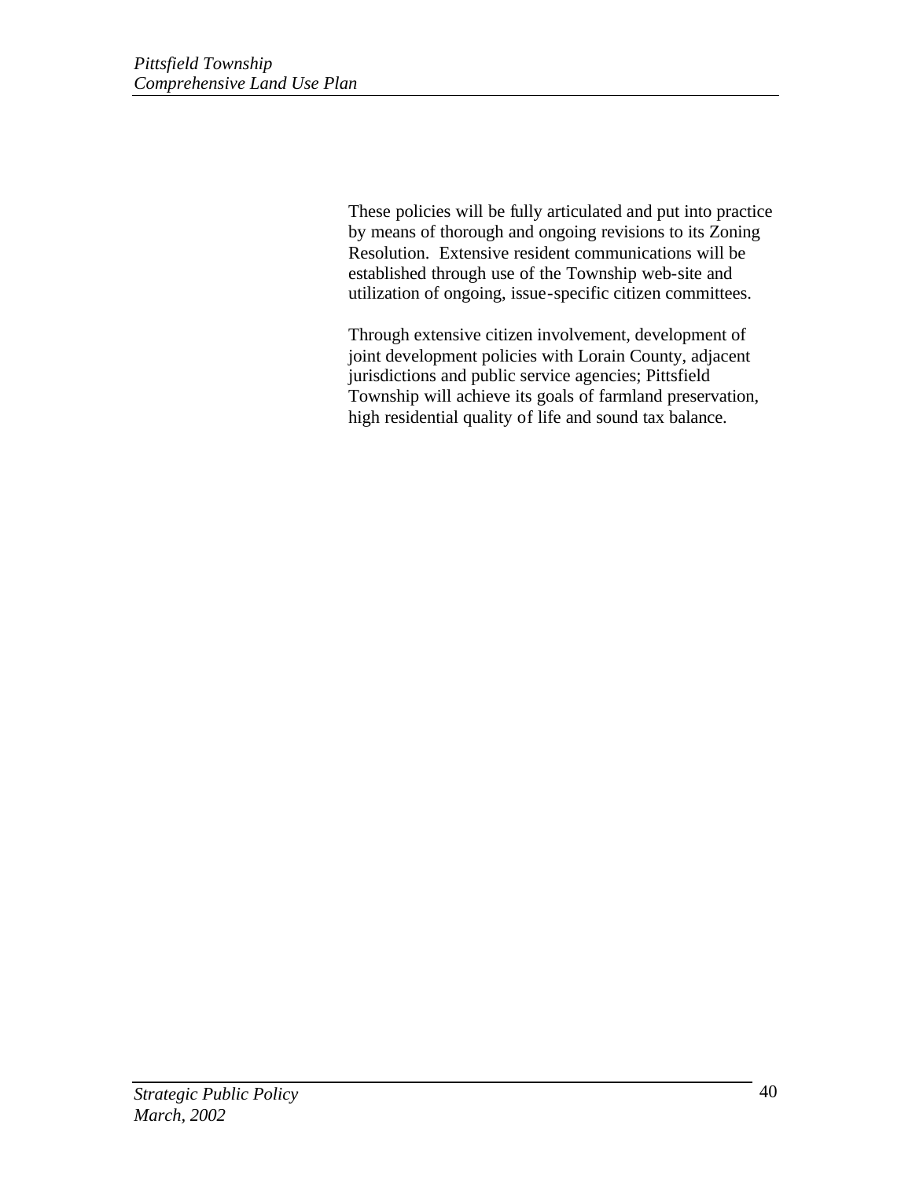These policies will be fully articulated and put into practice by means of thorough and ongoing revisions to its Zoning Resolution. Extensive resident communications will be established through use of the Township web-site and utilization of ongoing, issue-specific citizen committees.

Through extensive citizen involvement, development of joint development policies with Lorain County, adjacent jurisdictions and public service agencies; Pittsfield Township will achieve its goals of farmland preservation, high residential quality of life and sound tax balance.